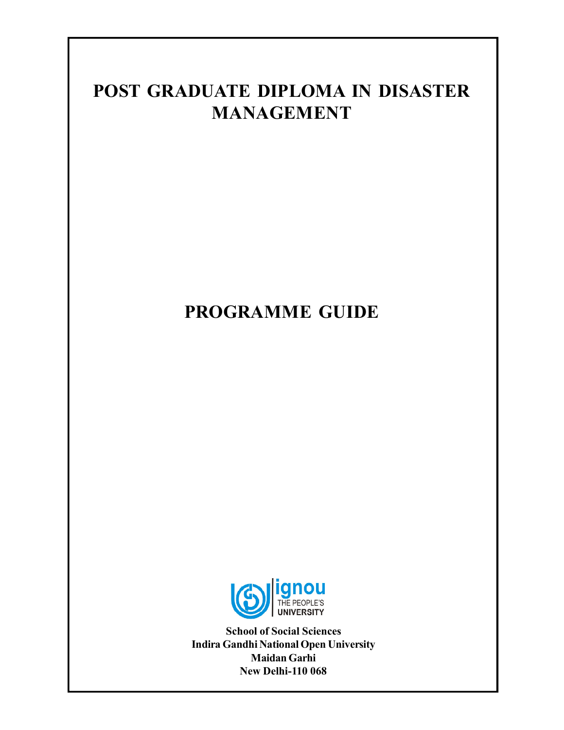# POST GRADUATE DIPLOMA IN DISASTER MANAGEMENT

## PROGRAMME GUIDE

ignou
THE PEOPLE'S
UNIVERSITY

**School of Social Sciences**
**Indira Gandhi National Open University**
**Maidan Garhi**
**New Delhi-110 068**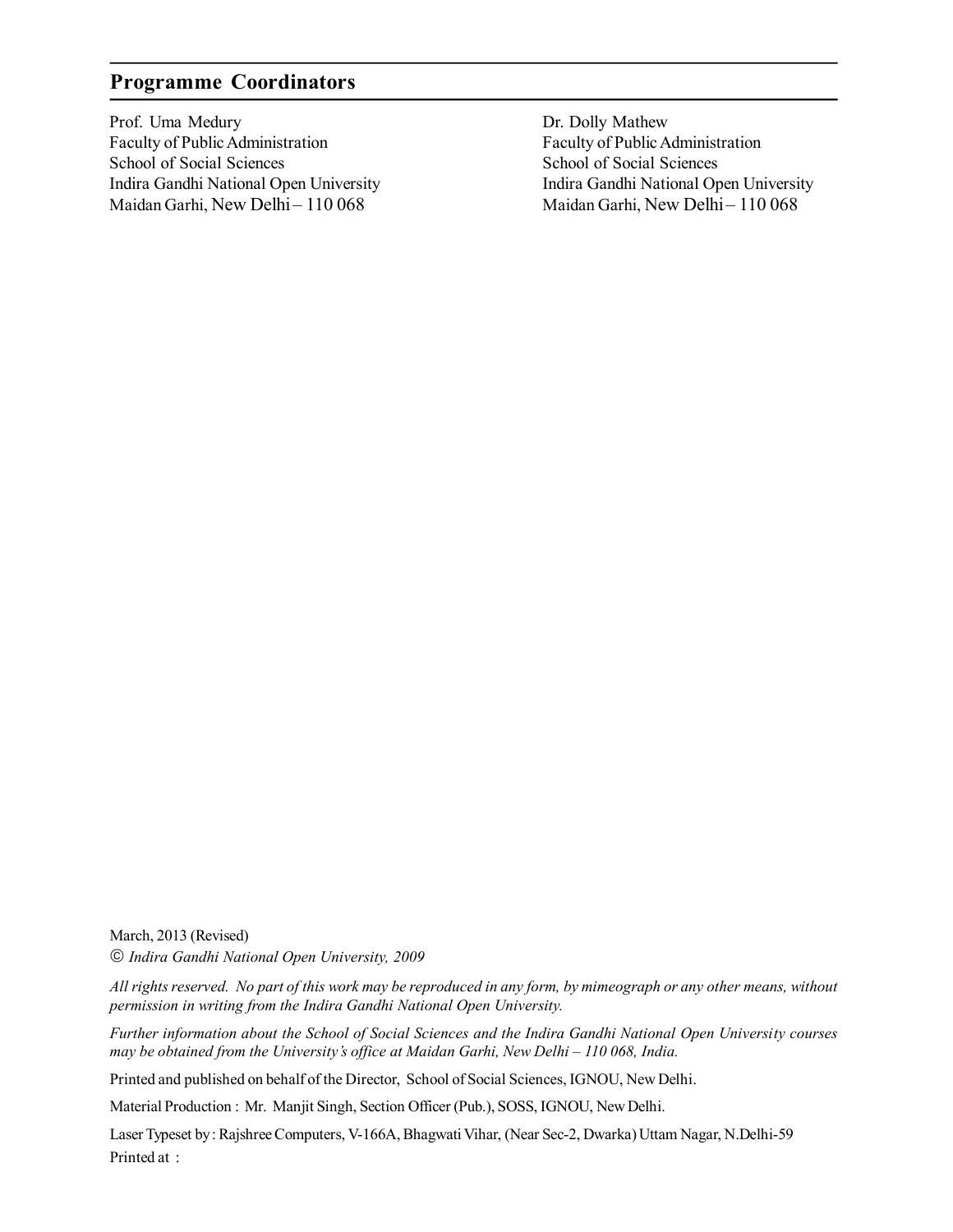## Programme Coordinators

Prof. Uma Medury
Faculty of Public Administration
School of Social Sciences
Indira Gandhi National Open University
Maidan Garhi, New Delhi – 110 068

Dr. Dolly Mathew
Faculty of Public Administration
School of Social Sciences
Indira Gandhi National Open University
Maidan Garhi, New Delhi – 110 068

March, 2013 (Revised)

© *Indira Gandhi National Open University, 2009*

*All rights reserved. No part of this work may be reproduced in any form, by mimeograph or any other means, without permission in writing from the Indira Gandhi National Open University.*

*Further information about the School of Social Sciences and the Indira Gandhi National Open University courses may be obtained from the University's office at Maidan Garhi, New Delhi – 110 068, India.*

Printed and published on behalf of the Director, School of Social Sciences, IGNOU, New Delhi.

Material Production : Mr. Manjit Singh, Section Officer (Pub.), SOSS, IGNOU, New Delhi.

Laser Typeset by : Rajshree Computers, V-166A, Bhagwati Vihar, (Near Sec-2, Dwarka) Uttam Nagar, N.Delhi-59

Printed at :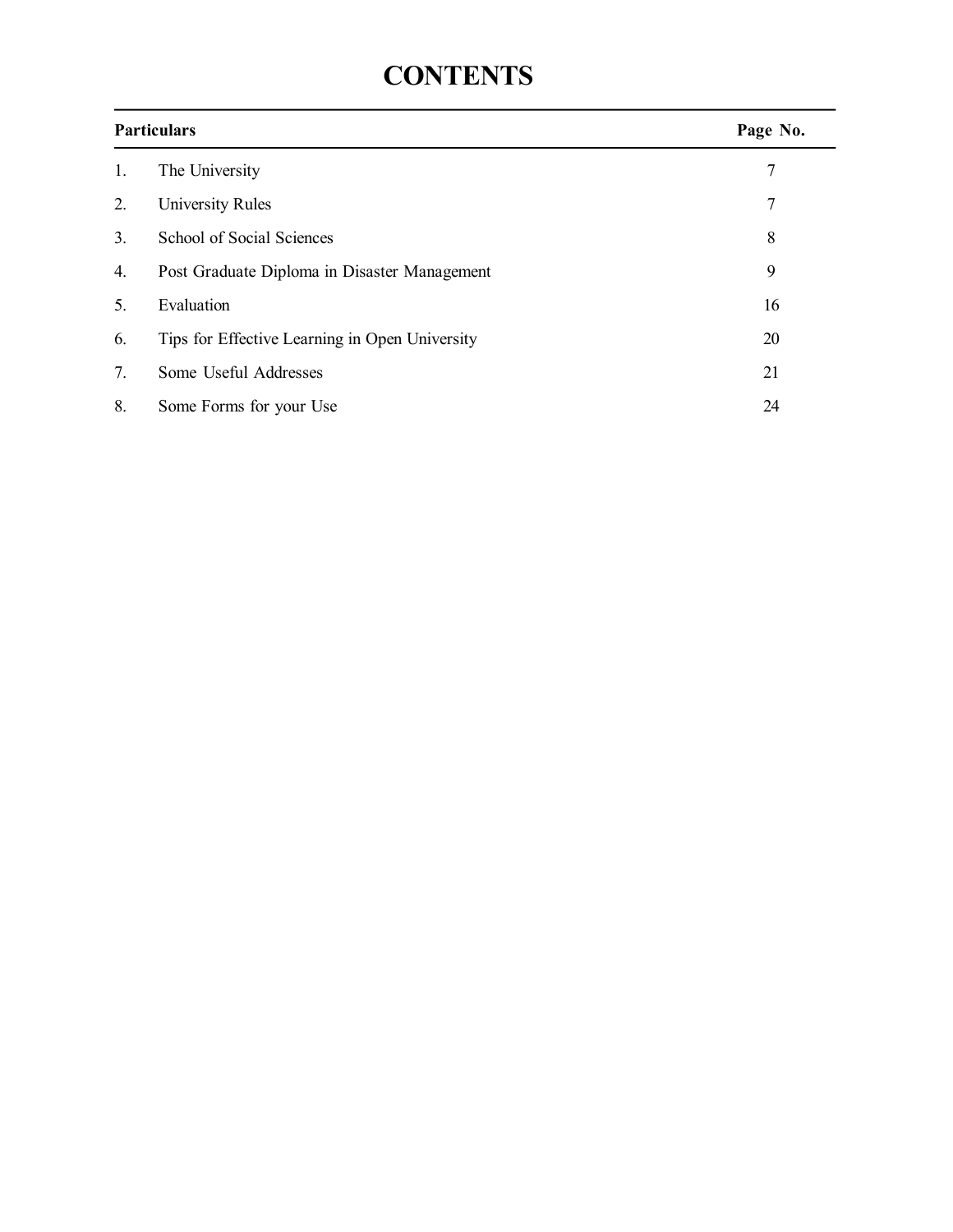# CONTENTS

| Particulars | | Page No. |
|---|---|---|
| 1. | The University | 7 |
| 2. | University Rules | 7 |
| 3. | School of Social Sciences | 8 |
| 4. | Post Graduate Diploma in Disaster Management | 9 |
| 5. | Evaluation | 16 |
| 6. | Tips for Effective Learning in Open University | 20 |
| 7. | Some Useful Addresses | 21 |
| 8. | Some Forms for your Use | 24 |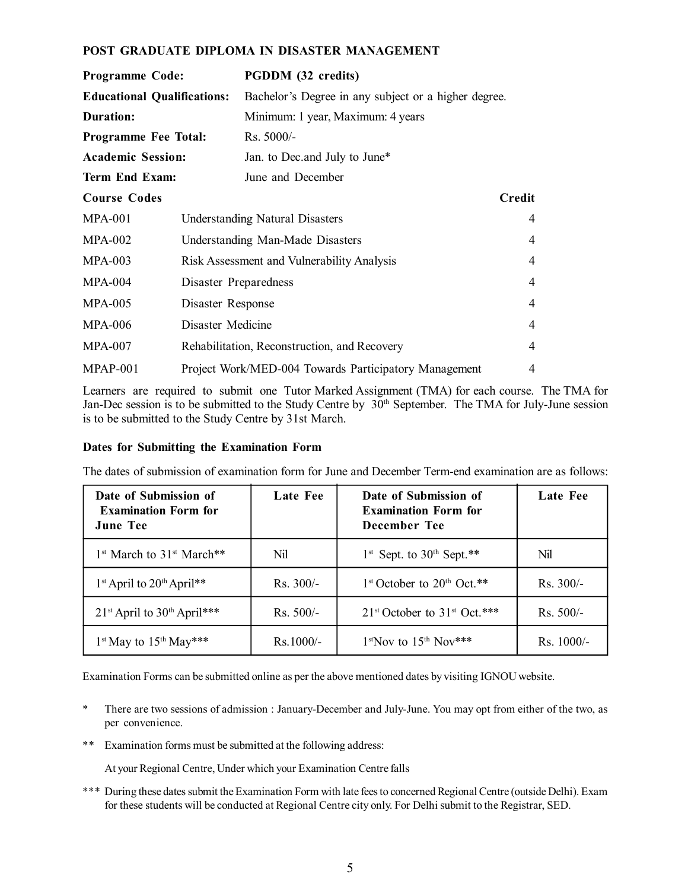## POST GRADUATE DIPLOMA IN DISASTER MANAGEMENT

**Programme Code:** **PGDDM (32 credits)**

**Educational Qualifications:** Bachelor's Degree in any subject or a higher degree.

**Duration:** Minimum: 1 year, Maximum: 4 years

**Programme Fee Total:** Rs. 5000/-

**Academic Session:** Jan. to Dec.and July to June*

**Term End Exam:** June and December

| **Course Codes** | | **Credit** |
|---|---|---|
| MPA-001 | Understanding Natural Disasters | 4 |
| MPA-002 | Understanding Man-Made Disasters | 4 |
| MPA-003 | Risk Assessment and Vulnerability Analysis | 4 |
| MPA-004 | Disaster Preparedness | 4 |
| MPA-005 | Disaster Response | 4 |
| MPA-006 | Disaster Medicine | 4 |
| MPA-007 | Rehabilitation, Reconstruction, and Recovery | 4 |
| MPAP-001 | Project Work/MED-004 Towards Participatory Management | 4 |

Learners are required to submit one Tutor Marked Assignment (TMA) for each course. The TMA for Jan-Dec session is to be submitted to the Study Centre by 30th September. The TMA for July-June session is to be submitted to the Study Centre by 31st March.

### Dates for Submitting the Examination Form

The dates of submission of examination form for June and December Term-end examination are as follows:

| **Date of Submission of Examination Form for June Tee** | **Late Fee** | **Date of Submission of Examination Form for December Tee** | **Late Fee** |
|---|---|---|---|
| 1st March to 31st March** | Nil | 1st Sept. to 30th Sept.** | Nil |
| 1st April to 20th April** | Rs. 300/- | 1st October to 20th Oct.** | Rs. 300/- |
| 21st April to 30th April*** | Rs. 500/- | 21st October to 31st Oct.*** | Rs. 500/- |
| 1st May to 15th May*** | Rs.1000/- | 1stNov to 15th Nov*** | Rs. 1000/- |

Examination Forms can be submitted online as per the above mentioned dates by visiting IGNOU website.

\* There are two sessions of admission : January-December and July-June. You may opt from either of the two, as per convenience.

\*\* Examination forms must be submitted at the following address:

At your Regional Centre, Under which your Examination Centre falls

\*\*\* During these dates submit the Examination Form with late fees to concerned Regional Centre (outside Delhi). Exam for these students will be conducted at Regional Centre city only. For Delhi submit to the Registrar, SED.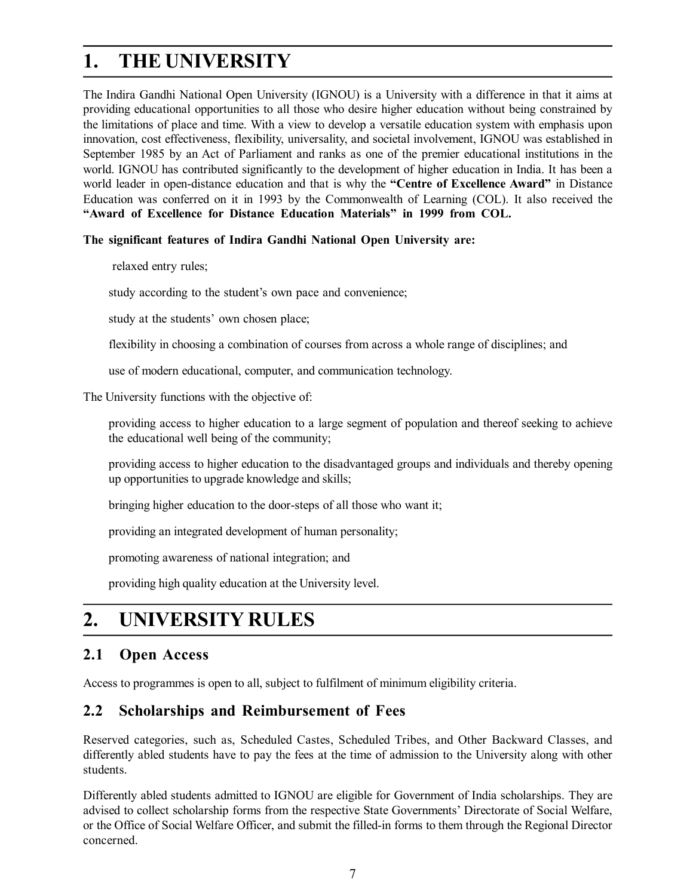# 1. THE UNIVERSITY

The Indira Gandhi National Open University (IGNOU) is a University with a difference in that it aims at providing educational opportunities to all those who desire higher education without being constrained by the limitations of place and time. With a view to develop a versatile education system with emphasis upon innovation, cost effectiveness, flexibility, universality, and societal involvement, IGNOU was established in September 1985 by an Act of Parliament and ranks as one of the premier educational institutions in the world. IGNOU has contributed significantly to the development of higher education in India. It has been a world leader in open-distance education and that is why the **"Centre of Excellence Award"** in Distance Education was conferred on it in 1993 by the Commonwealth of Learning (COL). It also received the **"Award of Excellence for Distance Education Materials" in 1999 from COL.**

**The significant features of Indira Gandhi National Open University are:**

- relaxed entry rules;
- study according to the student's own pace and convenience;
- study at the students' own chosen place;
- flexibility in choosing a combination of courses from across a whole range of disciplines; and
- use of modern educational, computer, and communication technology.

The University functions with the objective of:

- providing access to higher education to a large segment of population and thereof seeking to achieve the educational well being of the community;
- providing access to higher education to the disadvantaged groups and individuals and thereby opening up opportunities to upgrade knowledge and skills;
- bringing higher education to the door-steps of all those who want it;
- providing an integrated development of human personality;
- promoting awareness of national integration; and
- providing high quality education at the University level.

# 2. UNIVERSITY RULES

## 2.1 Open Access

Access to programmes is open to all, subject to fulfilment of minimum eligibility criteria.

## 2.2 Scholarships and Reimbursement of Fees

Reserved categories, such as, Scheduled Castes, Scheduled Tribes, and Other Backward Classes, and differently abled students have to pay the fees at the time of admission to the University along with other students.

Differently abled students admitted to IGNOU are eligible for Government of India scholarships. They are advised to collect scholarship forms from the respective State Governments' Directorate of Social Welfare, or the Office of Social Welfare Officer, and submit the filled-in forms to them through the Regional Director concerned.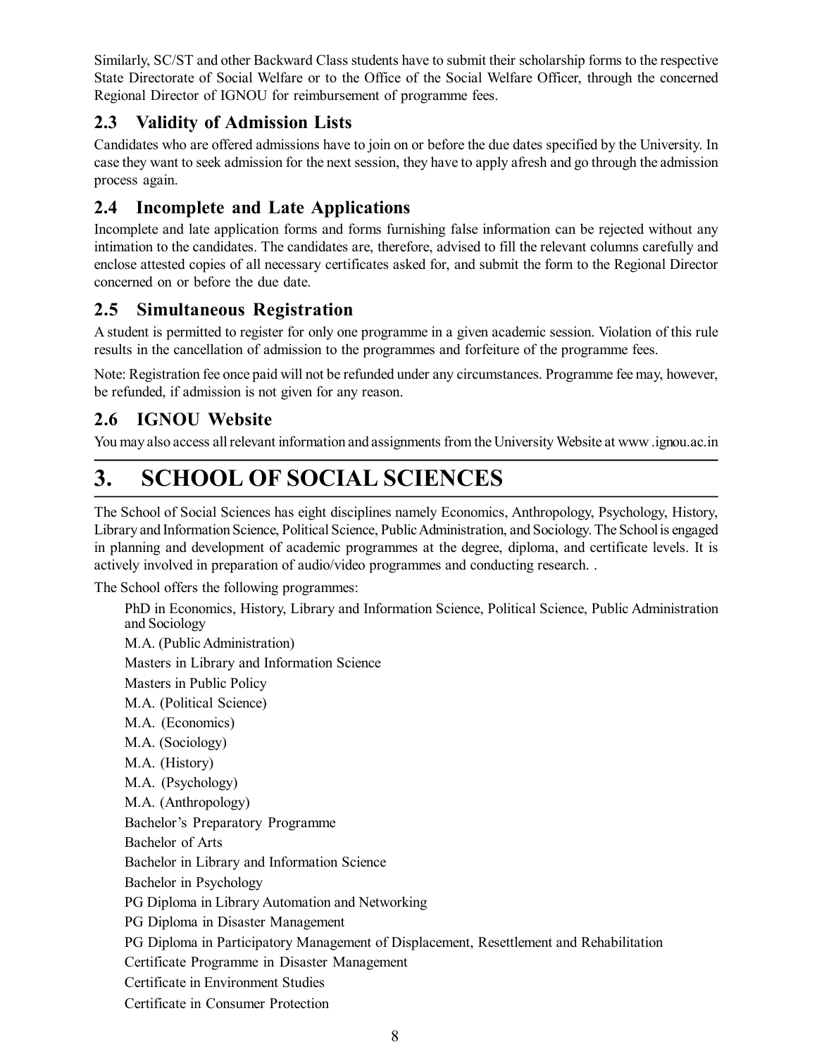Similarly, SC/ST and other Backward Class students have to submit their scholarship forms to the respective State Directorate of Social Welfare or to the Office of the Social Welfare Officer, through the concerned Regional Director of IGNOU for reimbursement of programme fees.

### 2.3 Validity of Admission Lists

Candidates who are offered admissions have to join on or before the due dates specified by the University. In case they want to seek admission for the next session, they have to apply afresh and go through the admission process again.

### 2.4 Incomplete and Late Applications

Incomplete and late application forms and forms furnishing false information can be rejected without any intimation to the candidates. The candidates are, therefore, advised to fill the relevant columns carefully and enclose attested copies of all necessary certificates asked for, and submit the form to the Regional Director concerned on or before the due date.

### 2.5 Simultaneous Registration

A student is permitted to register for only one programme in a given academic session. Violation of this rule results in the cancellation of admission to the programmes and forfeiture of the programme fees.

Note: Registration fee once paid will not be refunded under any circumstances. Programme fee may, however, be refunded, if admission is not given for any reason.

### 2.6 IGNOU Website

You may also access all relevant information and assignments from the University Website at www .ignou.ac.in

# 3. SCHOOL OF SOCIAL SCIENCES

The School of Social Sciences has eight disciplines namely Economics, Anthropology, Psychology, History, Library and Information Science, Political Science, Public Administration, and Sociology. The School is engaged in planning and development of academic programmes at the degree, diploma, and certificate levels. It is actively involved in preparation of audio/video programmes and conducting research. .

The School offers the following programmes:

- PhD in Economics, History, Library and Information Science, Political Science, Public Administration and Sociology
- M.A. (Public Administration)
- Masters in Library and Information Science
- Masters in Public Policy
- M.A. (Political Science)
- M.A. (Economics)
- M.A. (Sociology)
- M.A. (History)
- M.A. (Psychology)
- M.A. (Anthropology)
- Bachelor's Preparatory Programme
- Bachelor of Arts
- Bachelor in Library and Information Science
- Bachelor in Psychology
- PG Diploma in Library Automation and Networking
- PG Diploma in Disaster Management
- PG Diploma in Participatory Management of Displacement, Resettlement and Rehabilitation
- Certificate Programme in Disaster Management
- Certificate in Environment Studies
- Certificate in Consumer Protection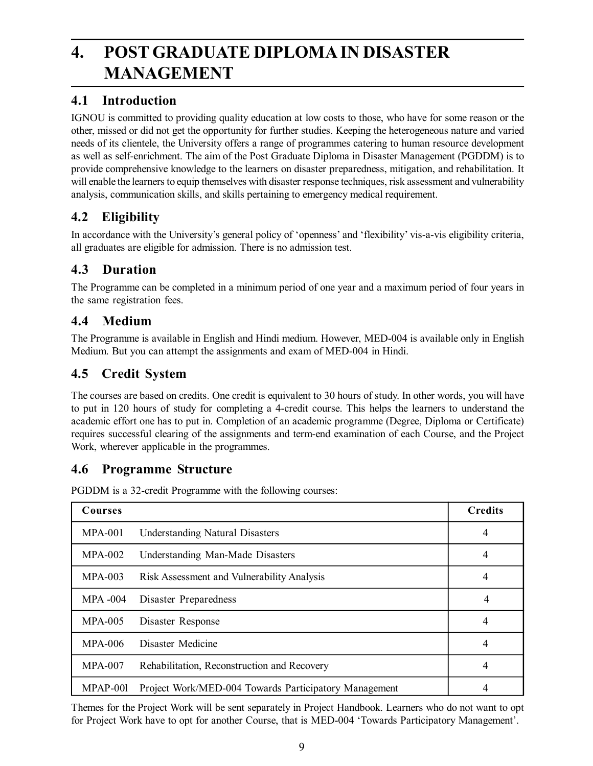# 4. POST GRADUATE DIPLOMA IN DISASTER MANAGEMENT

## 4.1 Introduction

IGNOU is committed to providing quality education at low costs to those, who have for some reason or the other, missed or did not get the opportunity for further studies. Keeping the heterogeneous nature and varied needs of its clientele, the University offers a range of programmes catering to human resource development as well as self-enrichment. The aim of the Post Graduate Diploma in Disaster Management (PGDDM) is to provide comprehensive knowledge to the learners on disaster preparedness, mitigation, and rehabilitation. It will enable the learners to equip themselves with disaster response techniques, risk assessment and vulnerability analysis, communication skills, and skills pertaining to emergency medical requirement.

## 4.2 Eligibility

In accordance with the University's general policy of 'openness' and 'flexibility' vis-a-vis eligibility criteria, all graduates are eligible for admission. There is no admission test.

## 4.3 Duration

The Programme can be completed in a minimum period of one year and a maximum period of four years in the same registration fees.

## 4.4 Medium

The Programme is available in English and Hindi medium. However, MED-004 is available only in English Medium. But you can attempt the assignments and exam of MED-004 in Hindi.

## 4.5 Credit System

The courses are based on credits. One credit is equivalent to 30 hours of study. In other words, you will have to put in 120 hours of study for completing a 4-credit course. This helps the learners to understand the academic effort one has to put in. Completion of an academic programme (Degree, Diploma or Certificate) requires successful clearing of the assignments and term-end examination of each Course, and the Project Work, wherever applicable in the programmes.

## 4.6 Programme Structure

PGDDM is a 32-credit Programme with the following courses:

| Courses | | Credits |
|---|---|---|
| MPA-001 | Understanding Natural Disasters | 4 |
| MPA-002 | Understanding Man-Made Disasters | 4 |
| MPA-003 | Risk Assessment and Vulnerability Analysis | 4 |
| MPA -004 | Disaster Preparedness | 4 |
| MPA-005 | Disaster Response | 4 |
| MPA-006 | Disaster Medicine | 4 |
| MPA-007 | Rehabilitation, Reconstruction and Recovery | 4 |
| MPAP-00l | Project Work/MED-004 Towards Participatory Management | 4 |

Themes for the Project Work will be sent separately in Project Handbook. Learners who do not want to opt for Project Work have to opt for another Course, that is MED-004 'Towards Participatory Management'.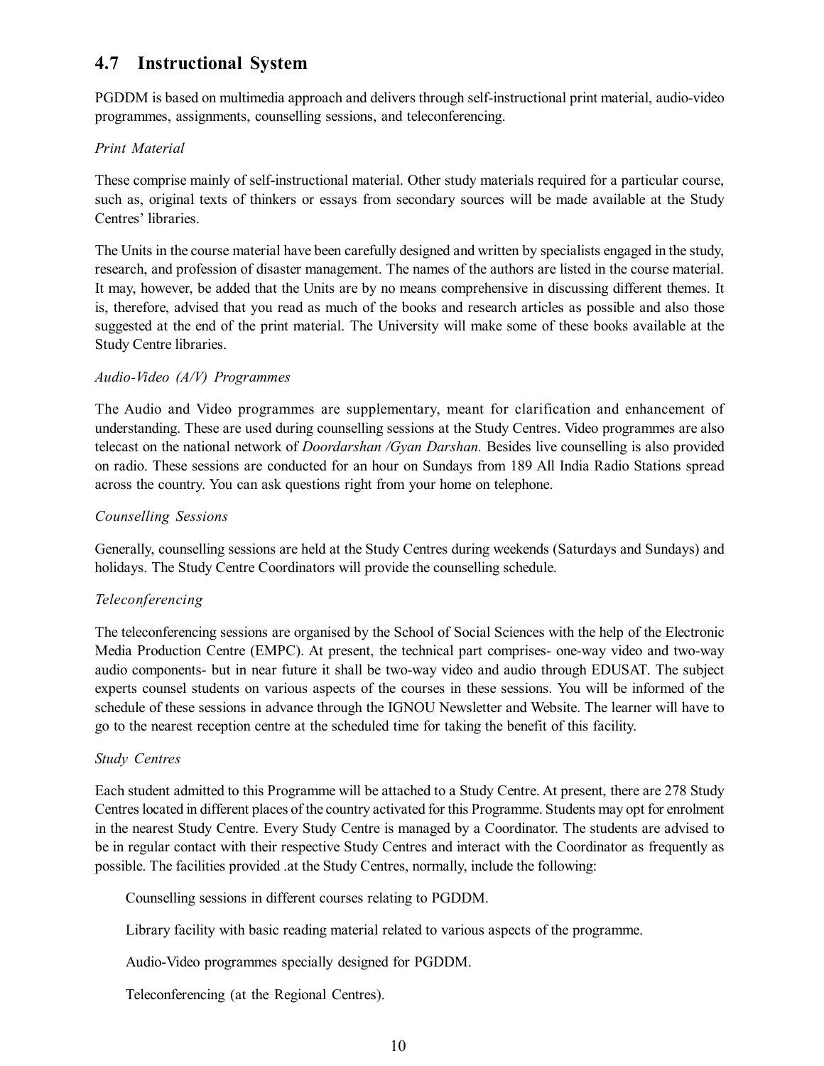## 4.7 Instructional System

PGDDM is based on multimedia approach and delivers through self-instructional print material, audio-video programmes, assignments, counselling sessions, and teleconferencing.

*Print Material*

These comprise mainly of self-instructional material. Other study materials required for a particular course, such as, original texts of thinkers or essays from secondary sources will be made available at the Study Centres' libraries.

The Units in the course material have been carefully designed and written by specialists engaged in the study, research, and profession of disaster management. The names of the authors are listed in the course material. It may, however, be added that the Units are by no means comprehensive in discussing different themes. It is, therefore, advised that you read as much of the books and research articles as possible and also those suggested at the end of the print material. The University will make some of these books available at the Study Centre libraries.

*Audio-Video (A/V) Programmes*

The Audio and Video programmes are supplementary, meant for clarification and enhancement of understanding. These are used during counselling sessions at the Study Centres. Video programmes are also telecast on the national network of *Doordarshan /Gyan Darshan.* Besides live counselling is also provided on radio. These sessions are conducted for an hour on Sundays from 189 All India Radio Stations spread across the country. You can ask questions right from your home on telephone.

*Counselling Sessions*

Generally, counselling sessions are held at the Study Centres during weekends (Saturdays and Sundays) and holidays. The Study Centre Coordinators will provide the counselling schedule.

*Teleconferencing*

The teleconferencing sessions are organised by the School of Social Sciences with the help of the Electronic Media Production Centre (EMPC). At present, the technical part comprises- one-way video and two-way audio components- but in near future it shall be two-way video and audio through EDUSAT. The subject experts counsel students on various aspects of the courses in these sessions. You will be informed of the schedule of these sessions in advance through the IGNOU Newsletter and Website. The learner will have to go to the nearest reception centre at the scheduled time for taking the benefit of this facility.

*Study Centres*

Each student admitted to this Programme will be attached to a Study Centre. At present, there are 278 Study Centres located in different places of the country activated for this Programme. Students may opt for enrolment in the nearest Study Centre. Every Study Centre is managed by a Coordinator. The students are advised to be in regular contact with their respective Study Centres and interact with the Coordinator as frequently as possible. The facilities provided .at the Study Centres, normally, include the following:

Counselling sessions in different courses relating to PGDDM.

Library facility with basic reading material related to various aspects of the programme.

Audio-Video programmes specially designed for PGDDM.

Teleconferencing (at the Regional Centres).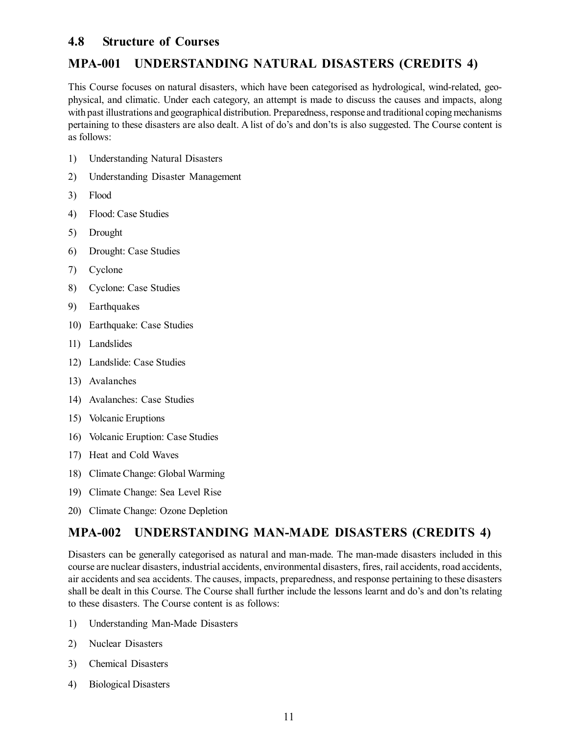## 4.8 Structure of Courses

## MPA-001 UNDERSTANDING NATURAL DISASTERS (CREDITS 4)

This Course focuses on natural disasters, which have been categorised as hydrological, wind-related, geo-physical, and climatic. Under each category, an attempt is made to discuss the causes and impacts, along with past illustrations and geographical distribution. Preparedness, response and traditional coping mechanisms pertaining to these disasters are also dealt. A list of do's and don'ts is also suggested. The Course content is as follows:

1) Understanding Natural Disasters
2) Understanding Disaster Management
3) Flood
4) Flood: Case Studies
5) Drought
6) Drought: Case Studies
7) Cyclone
8) Cyclone: Case Studies
9) Earthquakes
10) Earthquake: Case Studies
11) Landslides
12) Landslide: Case Studies
13) Avalanches
14) Avalanches: Case Studies
15) Volcanic Eruptions
16) Volcanic Eruption: Case Studies
17) Heat and Cold Waves
18) Climate Change: Global Warming
19) Climate Change: Sea Level Rise
20) Climate Change: Ozone Depletion

## MPA-002 UNDERSTANDING MAN-MADE DISASTERS (CREDITS 4)

Disasters can be generally categorised as natural and man-made. The man-made disasters included in this course are nuclear disasters, industrial accidents, environmental disasters, fires, rail accidents, road accidents, air accidents and sea accidents. The causes, impacts, preparedness, and response pertaining to these disasters shall be dealt in this Course. The Course shall further include the lessons learnt and do's and don'ts relating to these disasters. The Course content is as follows:

1) Understanding Man-Made Disasters
2) Nuclear Disasters
3) Chemical Disasters
4) Biological Disasters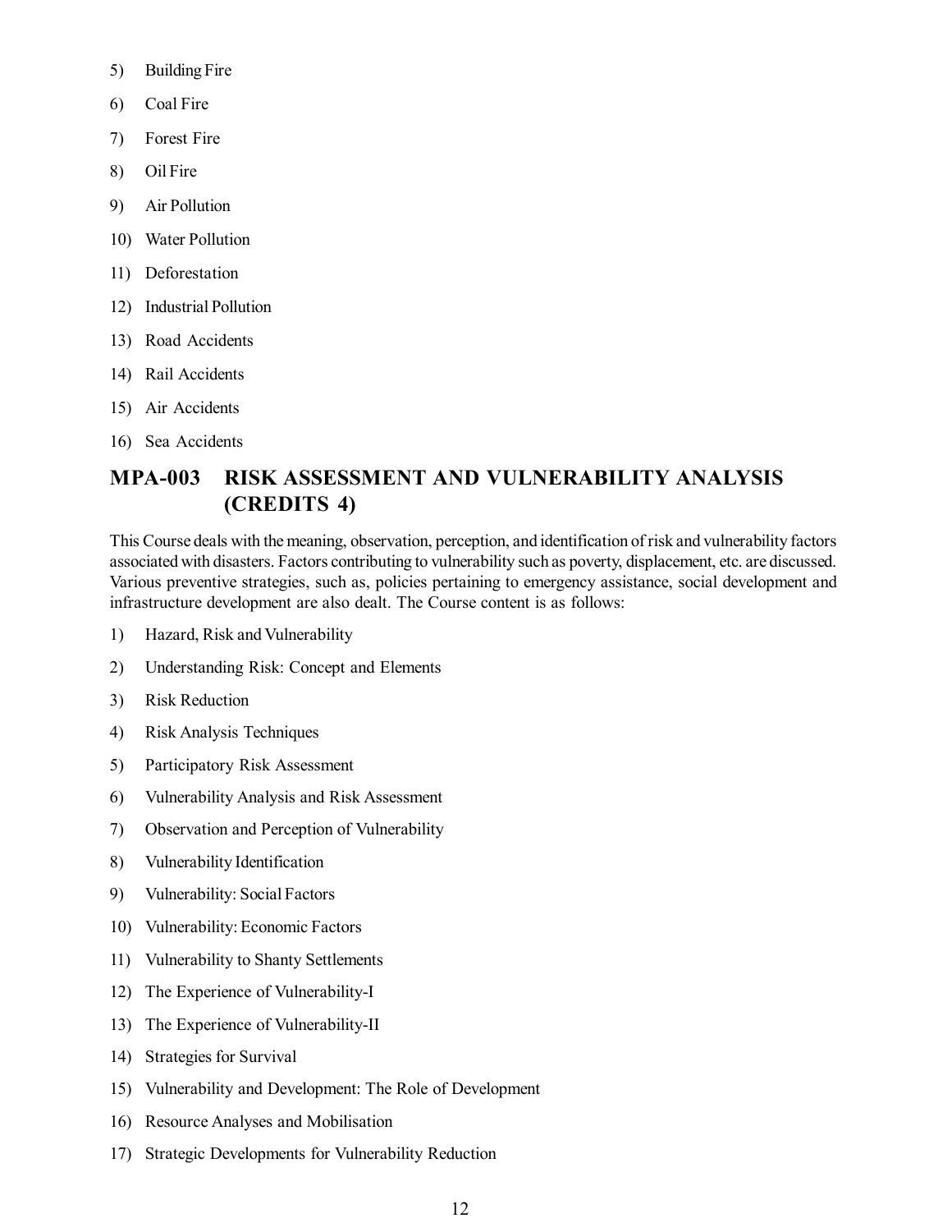5) Building Fire
6) Coal Fire
7) Forest Fire
8) Oil Fire
9) Air Pollution
10) Water Pollution
11) Deforestation
12) Industrial Pollution
13) Road Accidents
14) Rail Accidents
15) Air Accidents
16) Sea Accidents

## MPA-003 RISK ASSESSMENT AND VULNERABILITY ANALYSIS (CREDITS 4)

This Course deals with the meaning, observation, perception, and identification of risk and vulnerability factors associated with disasters. Factors contributing to vulnerability such as poverty, displacement, etc. are discussed. Various preventive strategies, such as, policies pertaining to emergency assistance, social development and infrastructure development are also dealt. The Course content is as follows:

1) Hazard, Risk and Vulnerability
2) Understanding Risk: Concept and Elements
3) Risk Reduction
4) Risk Analysis Techniques
5) Participatory Risk Assessment
6) Vulnerability Analysis and Risk Assessment
7) Observation and Perception of Vulnerability
8) Vulnerability Identification
9) Vulnerability: Social Factors
10) Vulnerability: Economic Factors
11) Vulnerability to Shanty Settlements
12) The Experience of Vulnerability-I
13) The Experience of Vulnerability-II
14) Strategies for Survival
15) Vulnerability and Development: The Role of Development
16) Resource Analyses and Mobilisation
17) Strategic Developments for Vulnerability Reduction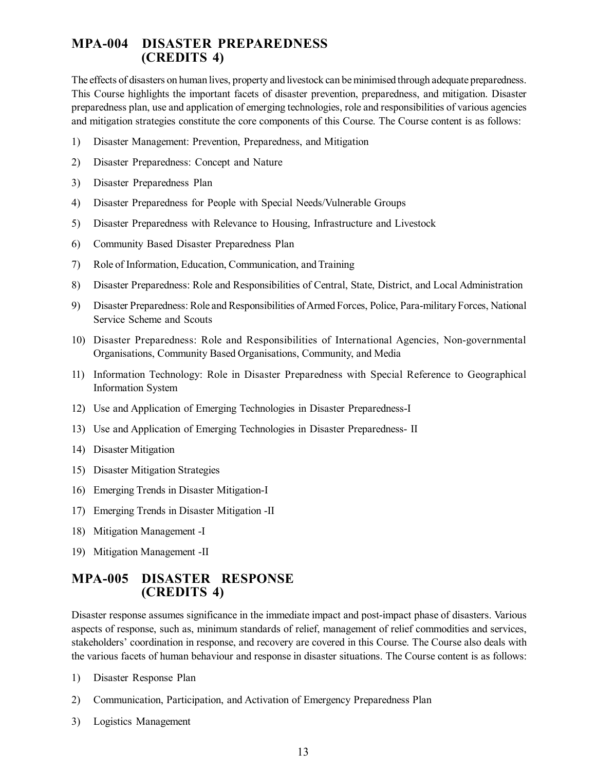## MPA-004 DISASTER PREPAREDNESS (CREDITS 4)

The effects of disasters on human lives, property and livestock can be minimised through adequate preparedness. This Course highlights the important facets of disaster prevention, preparedness, and mitigation. Disaster preparedness plan, use and application of emerging technologies, role and responsibilities of various agencies and mitigation strategies constitute the core components of this Course. The Course content is as follows:

1) Disaster Management: Prevention, Preparedness, and Mitigation
2) Disaster Preparedness: Concept and Nature
3) Disaster Preparedness Plan
4) Disaster Preparedness for People with Special Needs/Vulnerable Groups
5) Disaster Preparedness with Relevance to Housing, Infrastructure and Livestock
6) Community Based Disaster Preparedness Plan
7) Role of Information, Education, Communication, and Training
8) Disaster Preparedness: Role and Responsibilities of Central, State, District, and Local Administration
9) Disaster Preparedness: Role and Responsibilities of Armed Forces, Police, Para-military Forces, National Service Scheme and Scouts
10) Disaster Preparedness: Role and Responsibilities of International Agencies, Non-governmental Organisations, Community Based Organisations, Community, and Media
11) Information Technology: Role in Disaster Preparedness with Special Reference to Geographical Information System
12) Use and Application of Emerging Technologies in Disaster Preparedness-I
13) Use and Application of Emerging Technologies in Disaster Preparedness- II
14) Disaster Mitigation
15) Disaster Mitigation Strategies
16) Emerging Trends in Disaster Mitigation-I
17) Emerging Trends in Disaster Mitigation -II
18) Mitigation Management -I
19) Mitigation Management -II

## MPA-005 DISASTER RESPONSE (CREDITS 4)

Disaster response assumes significance in the immediate impact and post-impact phase of disasters. Various aspects of response, such as, minimum standards of relief, management of relief commodities and services, stakeholders' coordination in response, and recovery are covered in this Course. The Course also deals with the various facets of human behaviour and response in disaster situations. The Course content is as follows:

1) Disaster Response Plan
2) Communication, Participation, and Activation of Emergency Preparedness Plan
3) Logistics Management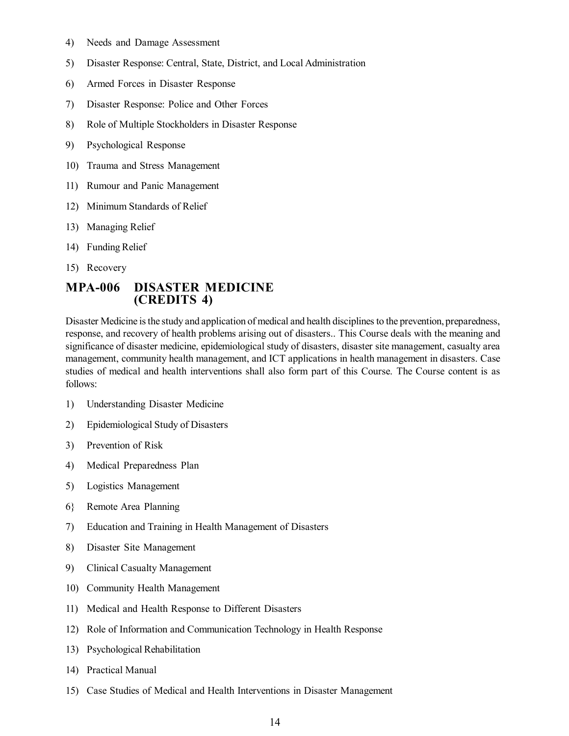4) Needs and Damage Assessment
5) Disaster Response: Central, State, District, and Local Administration
6) Armed Forces in Disaster Response
7) Disaster Response: Police and Other Forces
8) Role of Multiple Stockholders in Disaster Response
9) Psychological Response
10) Trauma and Stress Management
11) Rumour and Panic Management
12) Minimum Standards of Relief
13) Managing Relief
14) Funding Relief
15) Recovery

## MPA-006 DISASTER MEDICINE (CREDITS 4)

Disaster Medicine is the study and application of medical and health disciplines to the prevention, preparedness, response, and recovery of health problems arising out of disasters.. This Course deals with the meaning and significance of disaster medicine, epidemiological study of disasters, disaster site management, casualty area management, community health management, and ICT applications in health management in disasters. Case studies of medical and health interventions shall also form part of this Course. The Course content is as follows:

1) Understanding Disaster Medicine
2) Epidemiological Study of Disasters
3) Prevention of Risk
4) Medical Preparedness Plan
5) Logistics Management
6} Remote Area Planning
7) Education and Training in Health Management of Disasters
8) Disaster Site Management
9) Clinical Casualty Management
10) Community Health Management
11) Medical and Health Response to Different Disasters
12) Role of Information and Communication Technology in Health Response
13) Psychological Rehabilitation
14) Practical Manual
15) Case Studies of Medical and Health Interventions in Disaster Management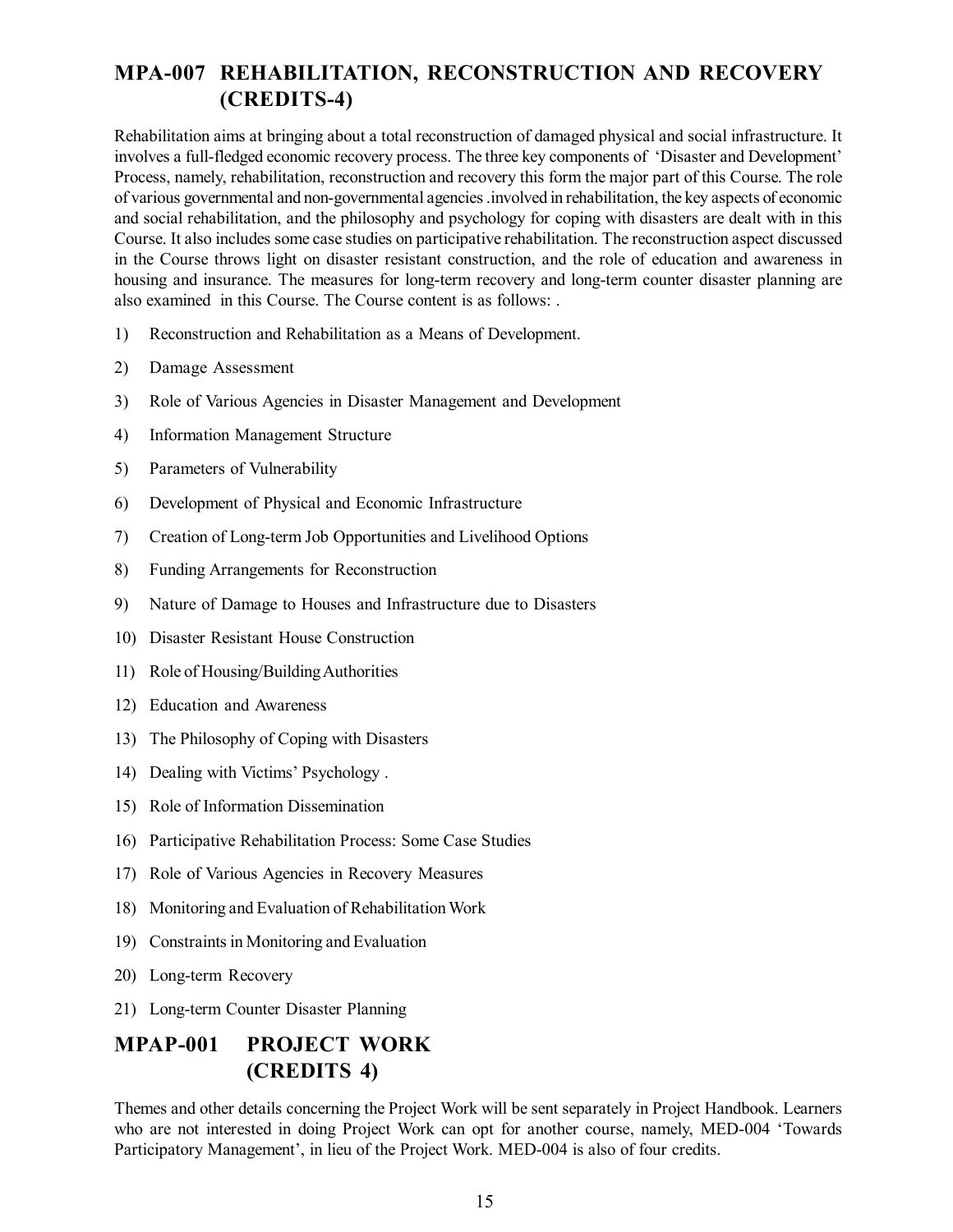## MPA-007 REHABILITATION, RECONSTRUCTION AND RECOVERY (CREDITS-4)

Rehabilitation aims at bringing about a total reconstruction of damaged physical and social infrastructure. It involves a full-fledged economic recovery process. The three key components of 'Disaster and Development' Process, namely, rehabilitation, reconstruction and recovery this form the major part of this Course. The role of various governmental and non-governmental agencies .involved in rehabilitation, the key aspects of economic and social rehabilitation, and the philosophy and psychology for coping with disasters are dealt with in this Course. It also includes some case studies on participative rehabilitation. The reconstruction aspect discussed in the Course throws light on disaster resistant construction, and the role of education and awareness in housing and insurance. The measures for long-term recovery and long-term counter disaster planning are also examined in this Course. The Course content is as follows: .

1) Reconstruction and Rehabilitation as a Means of Development.
2) Damage Assessment
3) Role of Various Agencies in Disaster Management and Development
4) Information Management Structure
5) Parameters of Vulnerability
6) Development of Physical and Economic Infrastructure
7) Creation of Long-term Job Opportunities and Livelihood Options
8) Funding Arrangements for Reconstruction
9) Nature of Damage to Houses and Infrastructure due to Disasters
10) Disaster Resistant House Construction
11) Role of Housing/Building Authorities
12) Education and Awareness
13) The Philosophy of Coping with Disasters
14) Dealing with Victims' Psychology .
15) Role of Information Dissemination
16) Participative Rehabilitation Process: Some Case Studies
17) Role of Various Agencies in Recovery Measures
18) Monitoring and Evaluation of Rehabilitation Work
19) Constraints in Monitoring and Evaluation
20) Long-term Recovery
21) Long-term Counter Disaster Planning

## MPAP-001 PROJECT WORK (CREDITS 4)

Themes and other details concerning the Project Work will be sent separately in Project Handbook. Learners who are not interested in doing Project Work can opt for another course, namely, MED-004 'Towards Participatory Management', in lieu of the Project Work. MED-004 is also of four credits.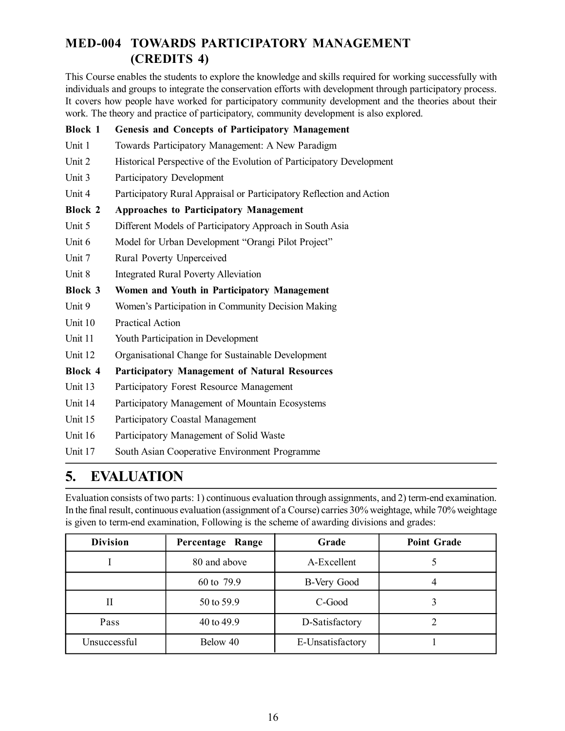## MED-004 TOWARDS PARTICIPATORY MANAGEMENT (CREDITS 4)

This Course enables the students to explore the knowledge and skills required for working successfully with individuals and groups to integrate the conservation efforts with development through participatory process. It covers how people have worked for participatory community development and the theories about their work. The theory and practice of participatory, community development is also explored.

**Block 1 Genesis and Concepts of Participatory Management**

Unit 1 Towards Participatory Management: A New Paradigm

Unit 2 Historical Perspective of the Evolution of Participatory Development

Unit 3 Participatory Development

Unit 4 Participatory Rural Appraisal or Participatory Reflection and Action

**Block 2 Approaches to Participatory Management**

Unit 5 Different Models of Participatory Approach in South Asia

Unit 6 Model for Urban Development "Orangi Pilot Project"

Unit 7 Rural Poverty Unperceived

Unit 8 Integrated Rural Poverty Alleviation

**Block 3 Women and Youth in Participatory Management**

Unit 9 Women's Participation in Community Decision Making

Unit 10 Practical Action

Unit 11 Youth Participation in Development

Unit 12 Organisational Change for Sustainable Development

**Block 4 Participatory Management of Natural Resources**

Unit 13 Participatory Forest Resource Management

Unit 14 Participatory Management of Mountain Ecosystems

Unit 15 Participatory Coastal Management

Unit 16 Participatory Management of Solid Waste

Unit 17 South Asian Cooperative Environment Programme

# 5. EVALUATION

Evaluation consists of two parts: 1) continuous evaluation through assignments, and 2) term-end examination. In the final result, continuous evaluation (assignment of a Course) carries 30% weightage, while 70% weightage is given to term-end examination, Following is the scheme of awarding divisions and grades:

| Division | Percentage Range | Grade | Point Grade |
|---|---|---|---|
| I | 80 and above | A-Excellent | 5 |
| | 60 to 79.9 | B-Very Good | 4 |
| II | 50 to 59.9 | C-Good | 3 |
| Pass | 40 to 49.9 | D-Satisfactory | 2 |
| Unsuccessful | Below 40 | E-Unsatisfactory | 1 |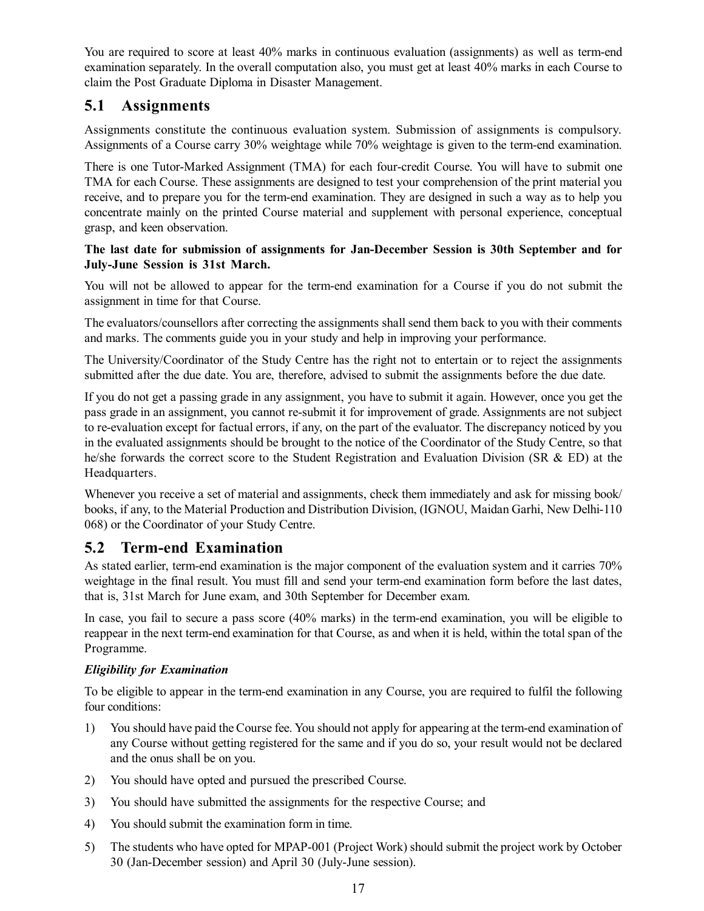You are required to score at least 40% marks in continuous evaluation (assignments) as well as term-end examination separately. In the overall computation also, you must get at least 40% marks in each Course to claim the Post Graduate Diploma in Disaster Management.

## 5.1 Assignments

Assignments constitute the continuous evaluation system. Submission of assignments is compulsory. Assignments of a Course carry 30% weightage while 70% weightage is given to the term-end examination.

There is one Tutor-Marked Assignment (TMA) for each four-credit Course. You will have to submit one TMA for each Course. These assignments are designed to test your comprehension of the print material you receive, and to prepare you for the term-end examination. They are designed in such a way as to help you concentrate mainly on the printed Course material and supplement with personal experience, conceptual grasp, and keen observation.

**The last date for submission of assignments for Jan-December Session is 30th September and for July-June Session is 31st March.**

You will not be allowed to appear for the term-end examination for a Course if you do not submit the assignment in time for that Course.

The evaluators/counsellors after correcting the assignments shall send them back to you with their comments and marks. The comments guide you in your study and help in improving your performance.

The University/Coordinator of the Study Centre has the right not to entertain or to reject the assignments submitted after the due date. You are, therefore, advised to submit the assignments before the due date.

If you do not get a passing grade in any assignment, you have to submit it again. However, once you get the pass grade in an assignment, you cannot re-submit it for improvement of grade. Assignments are not subject to re-evaluation except for factual errors, if any, on the part of the evaluator. The discrepancy noticed by you in the evaluated assignments should be brought to the notice of the Coordinator of the Study Centre, so that he/she forwards the correct score to the Student Registration and Evaluation Division (SR & ED) at the Headquarters.

Whenever you receive a set of material and assignments, check them immediately and ask for missing book/books, if any, to the Material Production and Distribution Division, (IGNOU, Maidan Garhi, New Delhi-110 068) or the Coordinator of your Study Centre.

## 5.2 Term-end Examination

As stated earlier, term-end examination is the major component of the evaluation system and it carries 70% weightage in the final result. You must fill and send your term-end examination form before the last dates, that is, 31st March for June exam, and 30th September for December exam.

In case, you fail to secure a pass score (40% marks) in the term-end examination, you will be eligible to reappear in the next term-end examination for that Course, as and when it is held, within the total span of the Programme.

***Eligibility for Examination***

To be eligible to appear in the term-end examination in any Course, you are required to fulfil the following four conditions:

1) You should have paid the Course fee. You should not apply for appearing at the term-end examination of any Course without getting registered for the same and if you do so, your result would not be declared and the onus shall be on you.
2) You should have opted and pursued the prescribed Course.
3) You should have submitted the assignments for the respective Course; and
4) You should submit the examination form in time.
5) The students who have opted for MPAP-001 (Project Work) should submit the project work by October 30 (Jan-December session) and April 30 (July-June session).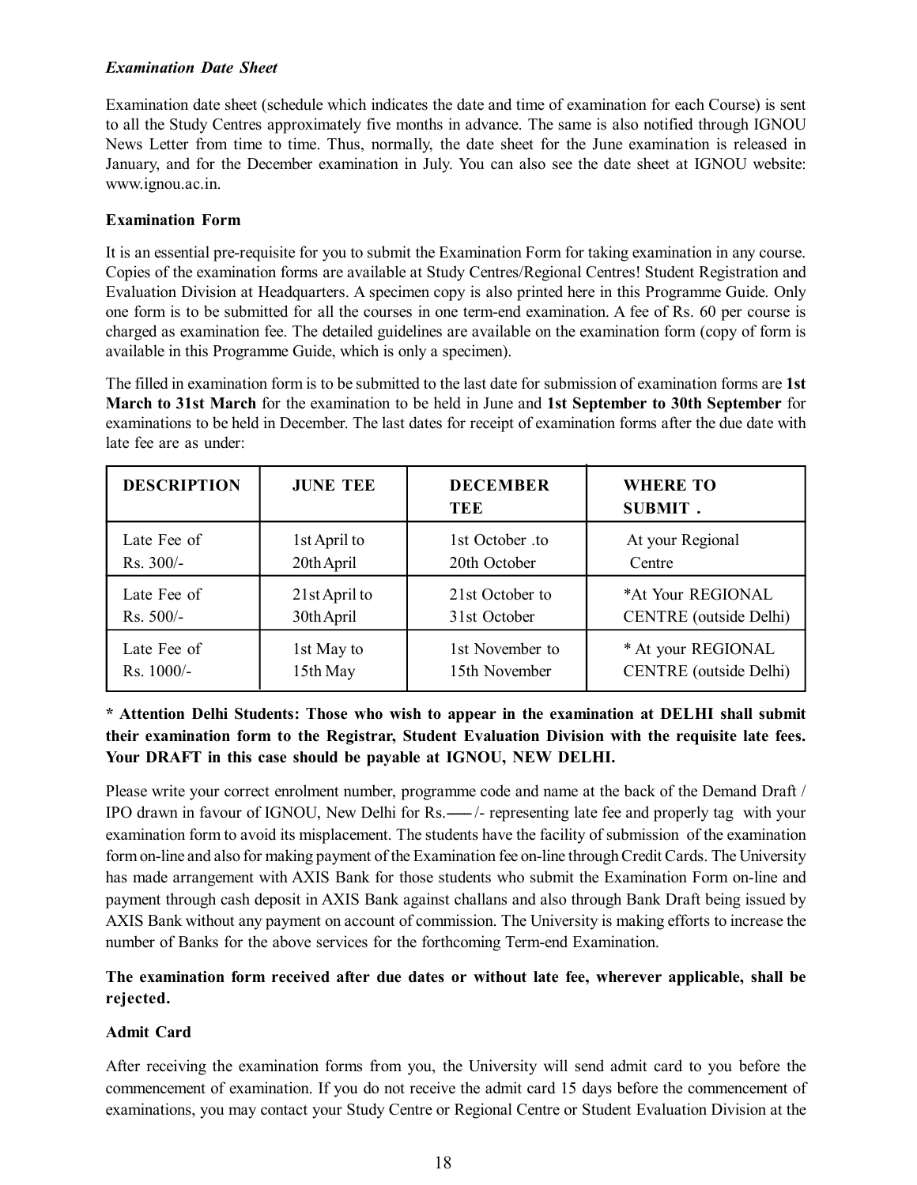***Examination Date Sheet***

Examination date sheet (schedule which indicates the date and time of examination for each Course) is sent to all the Study Centres approximately five months in advance. The same is also notified through IGNOU News Letter from time to time. Thus, normally, the date sheet for the June examination is released in January, and for the December examination in July. You can also see the date sheet at IGNOU website: www.ignou.ac.in.

**Examination Form**

It is an essential pre-requisite for you to submit the Examination Form for taking examination in any course. Copies of the examination forms are available at Study Centres/Regional Centres! Student Registration and Evaluation Division at Headquarters. A specimen copy is also printed here in this Programme Guide. Only one form is to be submitted for all the courses in one term-end examination. A fee of Rs. 60 per course is charged as examination fee. The detailed guidelines are available on the examination form (copy of form is available in this Programme Guide, which is only a specimen).

The filled in examination form is to be submitted to the last date for submission of examination forms are **1st March to 31st March** for the examination to be held in June and **1st September to 30th September** for examinations to be held in December. The last dates for receipt of examination forms after the due date with late fee are as under:

| DESCRIPTION | JUNE TEE | DECEMBER TEE | WHERE TO SUBMIT . |
|---|---|---|---|
| Late Fee of Rs. 300/- | 1st April to 20th April | 1st October .to 20th October | At your Regional Centre |
| Late Fee of Rs. 500/- | 21st April to 30th April | 21st October to 31st October | *At Your REGIONAL CENTRE (outside Delhi) |
| Late Fee of Rs. 1000/- | 1st May to 15th May | 1st November to 15th November | * At your REGIONAL CENTRE (outside Delhi) |

**\* Attention Delhi Students: Those who wish to appear in the examination at DELHI shall submit their examination form to the Registrar, Student Evaluation Division with the requisite late fees. Your DRAFT in this case should be payable at IGNOU, NEW DELHI.**

Please write your correct enrolment number, programme code and name at the back of the Demand Draft / IPO drawn in favour of IGNOU, New Delhi for Rs.—— /- representing late fee and properly tag with your examination form to avoid its misplacement. The students have the facility of submission of the examination form on-line and also for making payment of the Examination fee on-line through Credit Cards. The University has made arrangement with AXIS Bank for those students who submit the Examination Form on-line and payment through cash deposit in AXIS Bank against challans and also through Bank Draft being issued by AXIS Bank without any payment on account of commission. The University is making efforts to increase the number of Banks for the above services for the forthcoming Term-end Examination.

**The examination form received after due dates or without late fee, wherever applicable, shall be rejected.**

**Admit Card**

After receiving the examination forms from you, the University will send admit card to you before the commencement of examination. If you do not receive the admit card 15 days before the commencement of examinations, you may contact your Study Centre or Regional Centre or Student Evaluation Division at the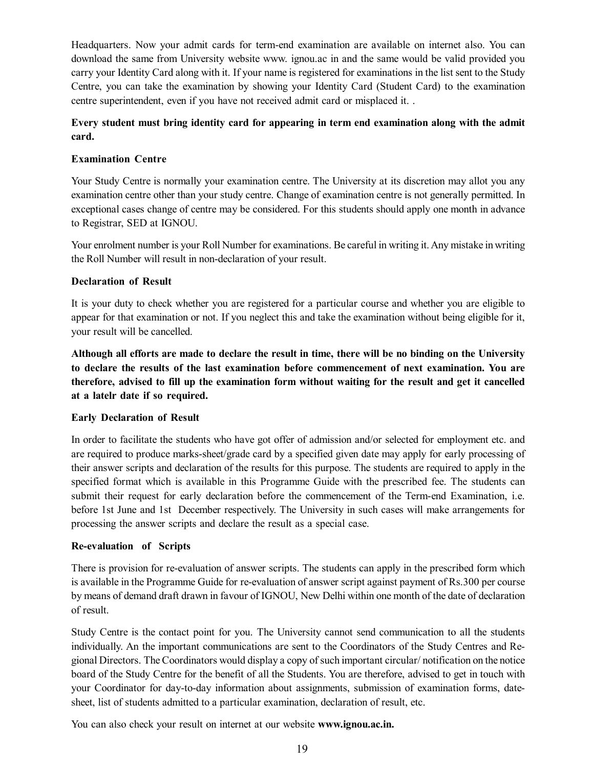Headquarters. Now your admit cards for term-end examination are available on internet also. You can download the same from University website www. ignou.ac in and the same would be valid provided you carry your Identity Card along with it. If your name is registered for examinations in the list sent to the Study Centre, you can take the examination by showing your Identity Card (Student Card) to the examination centre superintendent, even if you have not received admit card or misplaced it. .

**Every student must bring identity card for appearing in term end examination along with the admit card.**

**Examination Centre**

Your Study Centre is normally your examination centre. The University at its discretion may allot you any examination centre other than your study centre. Change of examination centre is not generally permitted. In exceptional cases change of centre may be considered. For this students should apply one month in advance to Registrar, SED at IGNOU.

Your enrolment number is your Roll Number for examinations. Be careful in writing it. Any mistake in writing the Roll Number will result in non-declaration of your result.

**Declaration of Result**

It is your duty to check whether you are registered for a particular course and whether you are eligible to appear for that examination or not. If you neglect this and take the examination without being eligible for it, your result will be cancelled.

**Although all efforts are made to declare the result in time, there will be no binding on the University to declare the results of the last examination before commencement of next examination. You are therefore, advised to fill up the examination form without waiting for the result and get it cancelled at a latelr date if so required.**

**Early Declaration of Result**

In order to facilitate the students who have got offer of admission and/or selected for employment etc. and are required to produce marks-sheet/grade card by a specified given date may apply for early processing of their answer scripts and declaration of the results for this purpose. The students are required to apply in the specified format which is available in this Programme Guide with the prescribed fee. The students can submit their request for early declaration before the commencement of the Term-end Examination, i.e. before 1st June and 1st December respectively. The University in such cases will make arrangements for processing the answer scripts and declare the result as a special case.

**Re-evaluation of Scripts**

There is provision for re-evaluation of answer scripts. The students can apply in the prescribed form which is available in the Programme Guide for re-evaluation of answer script against payment of Rs.300 per course by means of demand draft drawn in favour of IGNOU, New Delhi within one month of the date of declaration of result.

Study Centre is the contact point for you. The University cannot send communication to all the students individually. An the important communications are sent to the Coordinators of the Study Centres and Regional Directors. The Coordinators would display a copy of such important circular/ notification on the notice board of the Study Centre for the benefit of all the Students. You are therefore, advised to get in touch with your Coordinator for day-to-day information about assignments, submission of examination forms, date-sheet, list of students admitted to a particular examination, declaration of result, etc.

You can also check your result on internet at our website **www.ignou.ac.in.**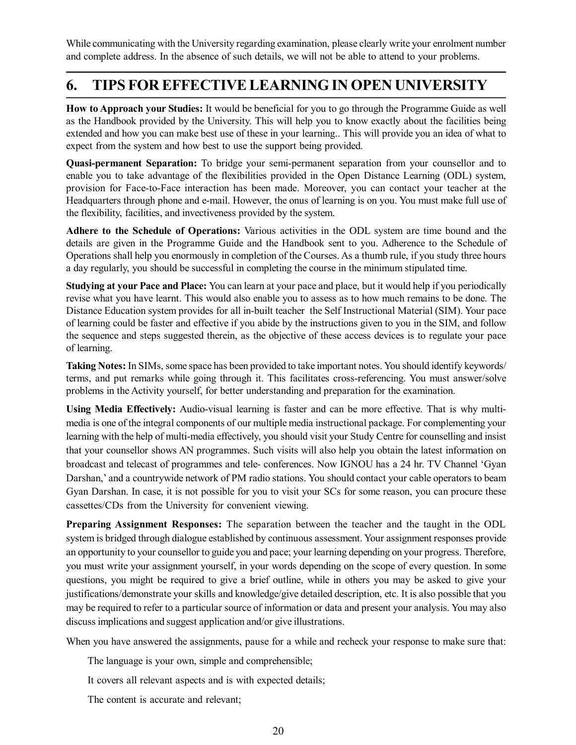While communicating with the University regarding examination, please clearly write your enrolment number and complete address. In the absence of such details, we will not be able to attend to your problems.

## 6. TIPS FOR EFFECTIVE LEARNING IN OPEN UNIVERSITY

**How to Approach your Studies:** It would be beneficial for you to go through the Programme Guide as well as the Handbook provided by the University. This will help you to know exactly about the facilities being extended and how you can make best use of these in your learning.. This will provide you an idea of what to expect from the system and how best to use the support being provided.

**Quasi-permanent Separation:** To bridge your semi-permanent separation from your counsellor and to enable you to take advantage of the flexibilities provided in the Open Distance Learning (ODL) system, provision for Face-to-Face interaction has been made. Moreover, you can contact your teacher at the Headquarters through phone and e-mail. However, the onus of learning is on you. You must make full use of the flexibility, facilities, and invectiveness provided by the system.

**Adhere to the Schedule of Operations:** Various activities in the ODL system are time bound and the details are given in the Programme Guide and the Handbook sent to you. Adherence to the Schedule of Operations shall help you enormously in completion of the Courses. As a thumb rule, if you study three hours a day regularly, you should be successful in completing the course in the minimum stipulated time.

**Studying at your Pace and Place:** You can learn at your pace and place, but it would help if you periodically revise what you have learnt. This would also enable you to assess as to how much remains to be done. The Distance Education system provides for all in-built teacher  the Self Instructional Material (SIM). Your pace of learning could be faster and effective if you abide by the instructions given to you in the SIM, and follow the sequence and steps suggested therein, as the objective of these access devices is to regulate your pace of learning.

**Taking Notes:** In SIMs, some space has been provided to take important notes. You should identify keywords/terms, and put remarks while going through it. This facilitates cross-referencing. You must answer/solve problems in the Activity yourself, for better understanding and preparation for the examination.

**Using Media Effectively:** Audio-visual learning is faster and can be more effective. That is why multi-media is one of the integral components of our multiple media instructional package. For complementing your learning with the help of multi-media effectively, you should visit your Study Centre for counselling and insist that your counsellor shows AN programmes. Such visits will also help you obtain the latest information on broadcast and telecast of programmes and tele- conferences. Now IGNOU has a 24 hr. TV Channel 'Gyan Darshan,' and a countrywide network of PM radio stations. You should contact your cable operators to beam Gyan Darshan. In case, it is not possible for you to visit your SCs for some reason, you can procure these cassettes/CDs from the University for convenient viewing.

**Preparing Assignment Responses:** The separation between the teacher and the taught in the ODL system is bridged through dialogue established by continuous assessment. Your assignment responses provide an opportunity to your counsellor to guide you and pace; your learning depending on your progress. Therefore, you must write your assignment yourself, in your words depending on the scope of every question. In some questions, you might be required to give a brief outline, while in others you may be asked to give your justifications/demonstrate your skills and knowledge/give detailed description, etc. It is also possible that you may be required to refer to a particular source of information or data and present your analysis. You may also discuss implications and suggest application and/or give illustrations.

When you have answered the assignments, pause for a while and recheck your response to make sure that:

The language is your own, simple and comprehensible;

It covers all relevant aspects and is with expected details;

The content is accurate and relevant;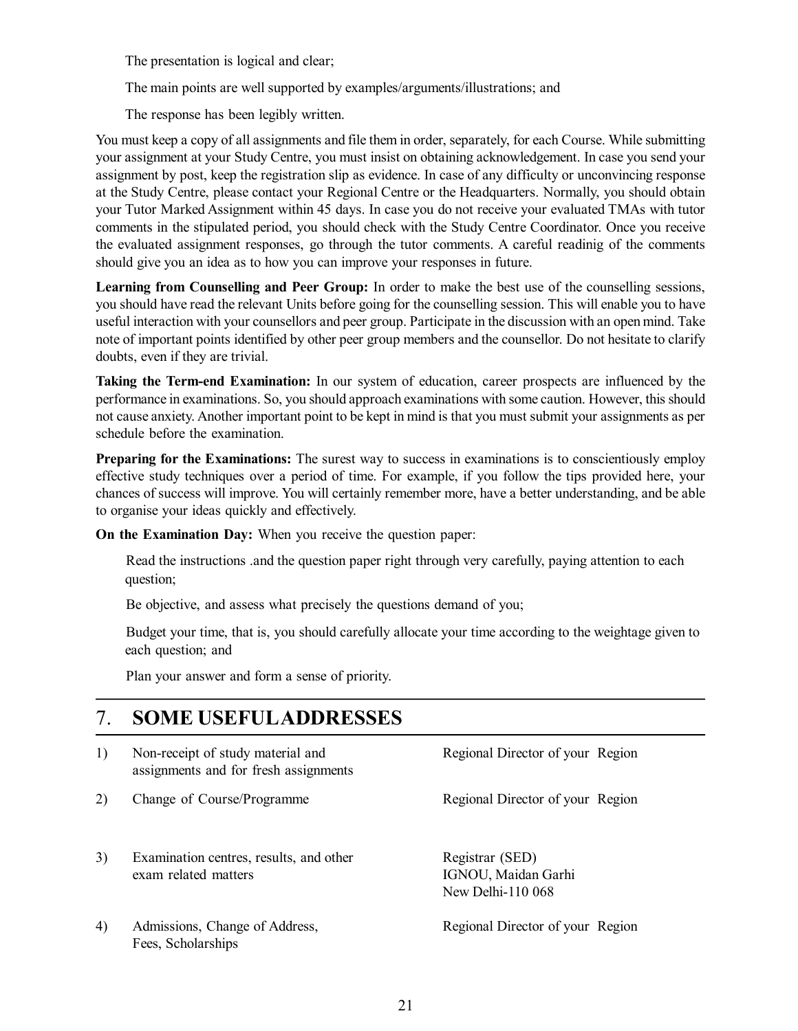The presentation is logical and clear;

The main points are well supported by examples/arguments/illustrations; and

The response has been legibly written.

You must keep a copy of all assignments and file them in order, separately, for each Course. While submitting your assignment at your Study Centre, you must insist on obtaining acknowledgement. In case you send your assignment by post, keep the registration slip as evidence. In case of any difficulty or unconvincing response at the Study Centre, please contact your Regional Centre or the Headquarters. Normally, you should obtain your Tutor Marked Assignment within 45 days. In case you do not receive your evaluated TMAs with tutor comments in the stipulated period, you should check with the Study Centre Coordinator. Once you receive the evaluated assignment responses, go through the tutor comments. A careful readinig of the comments should give you an idea as to how you can improve your responses in future.

**Learning from Counselling and Peer Group:** In order to make the best use of the counselling sessions, you should have read the relevant Units before going for the counselling session. This will enable you to have useful interaction with your counsellors and peer group. Participate in the discussion with an open mind. Take note of important points identified by other peer group members and the counsellor. Do not hesitate to clarify doubts, even if they are trivial.

**Taking the Term-end Examination:** In our system of education, career prospects are influenced by the performance in examinations. So, you should approach examinations with some caution. However, this should not cause anxiety. Another important point to be kept in mind is that you must submit your assignments as per schedule before the examination.

**Preparing for the Examinations:** The surest way to success in examinations is to conscientiously employ effective study techniques over a period of time. For example, if you follow the tips provided here, your chances of success will improve. You will certainly remember more, have a better understanding, and be able to organise your ideas quickly and effectively.

**On the Examination Day:** When you receive the question paper:

Read the instructions .and the question paper right through very carefully, paying attention to each question;

Be objective, and assess what precisely the questions demand of you;

Budget your time, that is, you should carefully allocate your time according to the weightage given to each question; and

Plan your answer and form a sense of priority.

## 7. SOME USEFUL ADDRESSES

| | | |
|---|---|---|
| 1) | Non-receipt of study material and assignments and for fresh assignments | Regional Director of your Region |
| 2) | Change of Course/Programme | Regional Director of your Region |
| 3) | Examination centres, results, and other exam related matters | Registrar (SED) IGNOU, Maidan Garhi New Delhi-110 068 |
| 4) | Admissions, Change of Address, Fees, Scholarships | Regional Director of your Region |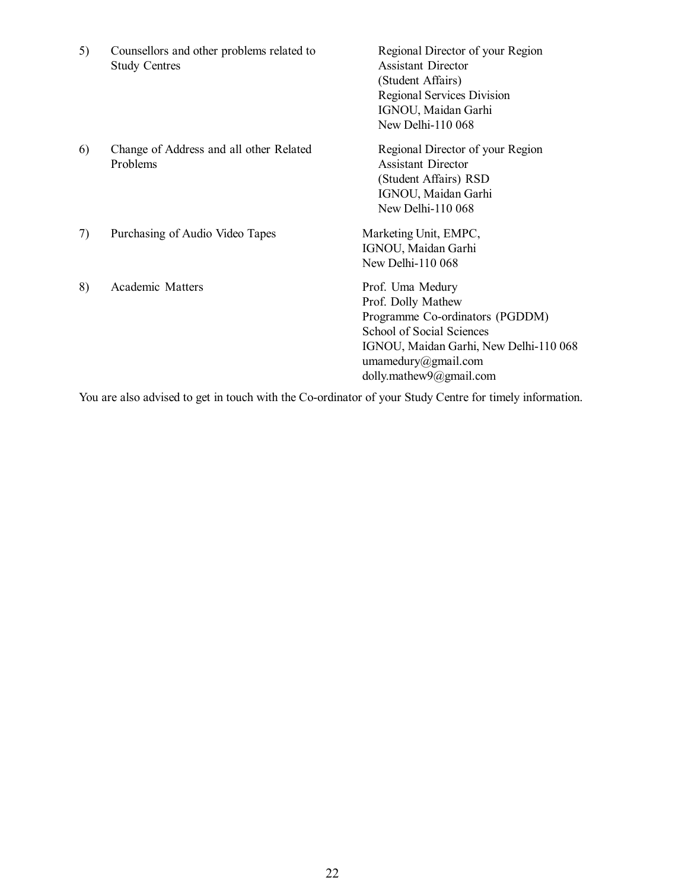| | | |
|---|---|---|
| 5) | Counsellors and other problems related to Study Centres | Regional Director of your Region<br>Assistant Director<br>(Student Affairs)<br>Regional Services Division<br>IGNOU, Maidan Garhi<br>New Delhi-110 068 |
| 6) | Change of Address and all other Related Problems | Regional Director of your Region<br>Assistant Director<br>(Student Affairs) RSD<br>IGNOU, Maidan Garhi<br>New Delhi-110 068 |
| 7) | Purchasing of Audio Video Tapes | Marketing Unit, EMPC,<br>IGNOU, Maidan Garhi<br>New Delhi-110 068 |
| 8) | Academic Matters | Prof. Uma Medury<br>Prof. Dolly Mathew<br>Programme Co-ordinators (PGDDM)<br>School of Social Sciences<br>IGNOU, Maidan Garhi, New Delhi-110 068<br>umamedury@gmail.com<br>dolly.mathew9@gmail.com |

You are also advised to get in touch with the Co-ordinator of your Study Centre for timely information.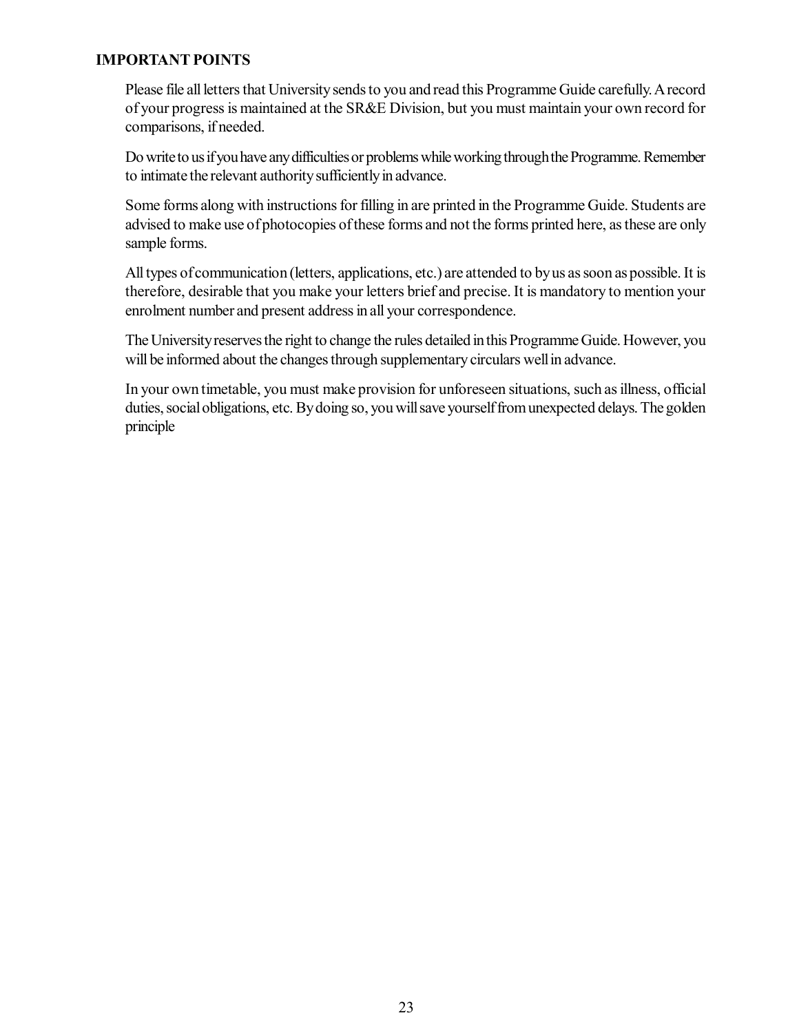**IMPORTANT POINTS**

Please file all letters that University sends to you and read this Programme Guide carefully. A record of your progress is maintained at the SR&E Division, but you must maintain your own record for comparisons, if needed.

Do write to us if you have any difficulties or problems while working through the Programme. Remember to intimate the relevant authority sufficiently in advance.

Some forms along with instructions for filling in are printed in the Programme Guide. Students are advised to make use of photocopies of these forms and not the forms printed here, as these are only sample forms.

All types of communication (letters, applications, etc.) are attended to by us as soon as possible. It is therefore, desirable that you make your letters brief and precise. It is mandatory to mention your enrolment number and present address in all your correspondence.

The University reserves the right to change the rules detailed in this Programme Guide. However, you will be informed about the changes through supplementary circulars well in advance.

In your own timetable, you must make provision for unforeseen situations, such as illness, official duties, social obligations, etc. By doing so, you will save yourself from unexpected delays. The golden principle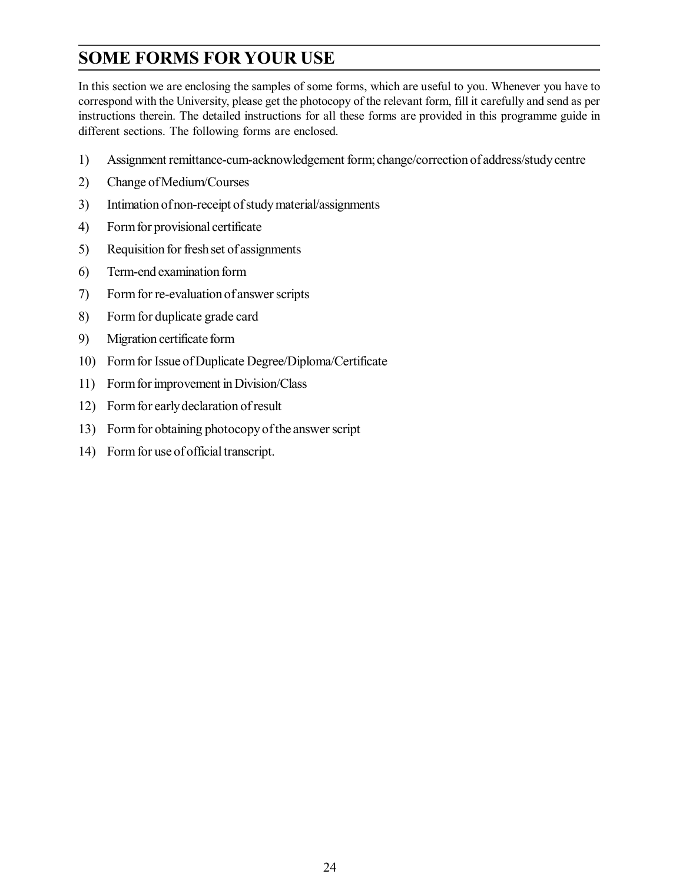## SOME FORMS FOR YOUR USE

In this section we are enclosing the samples of some forms, which are useful to you. Whenever you have to correspond with the University, please get the photocopy of the relevant form, fill it carefully and send as per instructions therein. The detailed instructions for all these forms are provided in this programme guide in different sections. The following forms are enclosed.

1) Assignment remittance-cum-acknowledgement form; change/correction of address/study centre
2) Change of Medium/Courses
3) Intimation of non-receipt of study material/assignments
4) Form for provisional certificate
5) Requisition for fresh set of assignments
6) Term-end examination form
7) Form for re-evaluation of answer scripts
8) Form for duplicate grade card
9) Migration certificate form
10) Form for Issue of Duplicate Degree/Diploma/Certificate
11) Form for improvement in Division/Class
12) Form for early declaration of result
13) Form for obtaining photocopy of the answer script
14) Form for use of official transcript.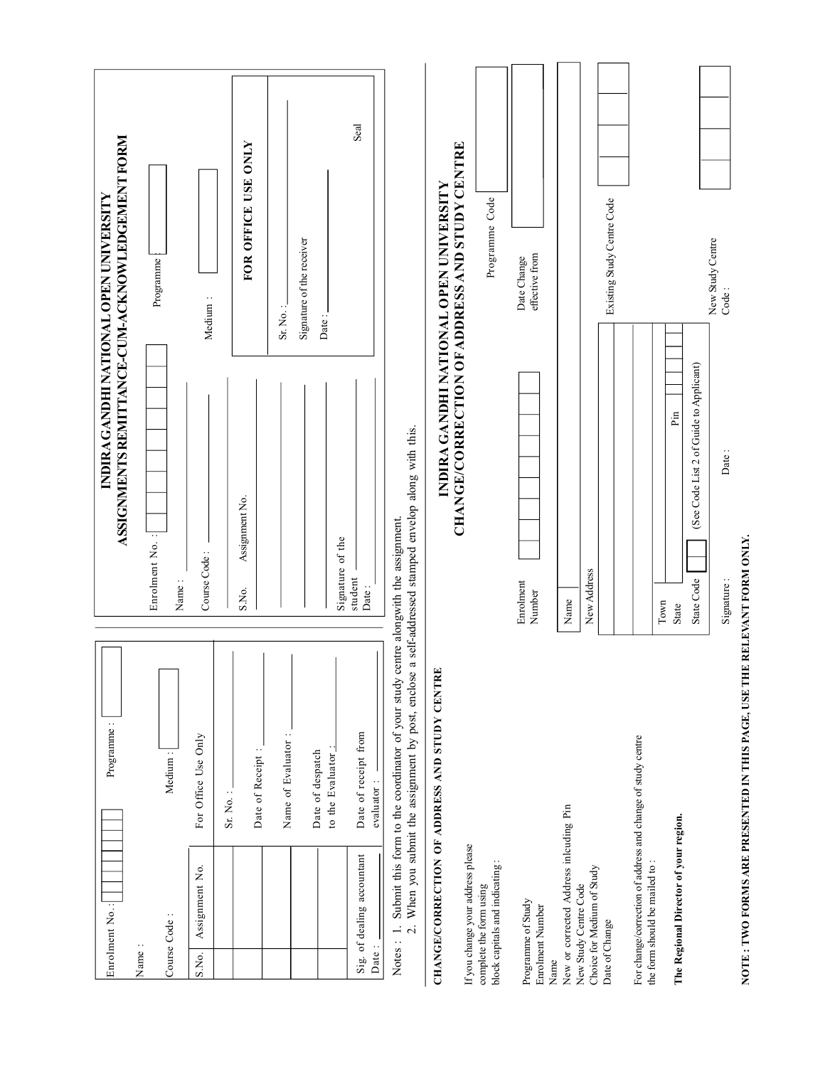Enrolment No. : Programme :

Name :

Course Code : Medium :

| S.No. | Assignment No. | For Office Use Only |
|---|---|---|
| | | Sr. No. : |
| | | Date of Receipt : |
| | | Name of Evaluator : |
| | | Date of despatch to the Evaluator : |
| | | Date of receipt from evaluator : |

Sig. of dealing accountant

Date :

## INDIRA GANDHI NATIONAL OPEN UNIVERSITY
## ASSIGNMENTS REMITTANCE-CUM-ACKNOWLEDGEMENT FORM

Enrolment No. : Programme :

Name :

Course Code : Medium :

| S.No. | Assignment No. |
|---|---|
| | |
| | |
| | |

Signature of the student

Date :

**FOR OFFICE USE ONLY**

Sr. No. :

Signature of the receiver

Date :

Seal

Notes : 1. Submit this form to the coordinator of your study centre alongwith the assignment.
2. When you submit the assignment by post, enclose a self-addressed stamped envelop along with this.

---

**CHANGE/CORRECTION OF ADDRESS AND STUDY CENTRE**

If you change your address please complete the form using block capitals and indicating :

Programme of Study
Enrolment Number
Name
New or corrected Address inlcuding Pin
New Study Centre Code
Choice for Medium of Study
Date of Change

For change/correction of address and change of study centre the form should be mailed to :

**The Regional Director of your region.**

## INDIRA GANDHI NATIONAL OPEN UNIVERSITY
## CHANGE/CORRECTION OF ADDRESS AND STUDY CENTRE

Programme Code

Enrolment Number

Date Change effective from

Name

New Address

Existing Study Centre Code

Town

State Pin

State Code (See Code List 2 of Guide to Applicant)

New Study Centre Code :

Signature : Date :

**NOTE : TWO FORMS ARE PRESENTED IN THIS PAGE, USE THE RELEVANT FORM ONLY.**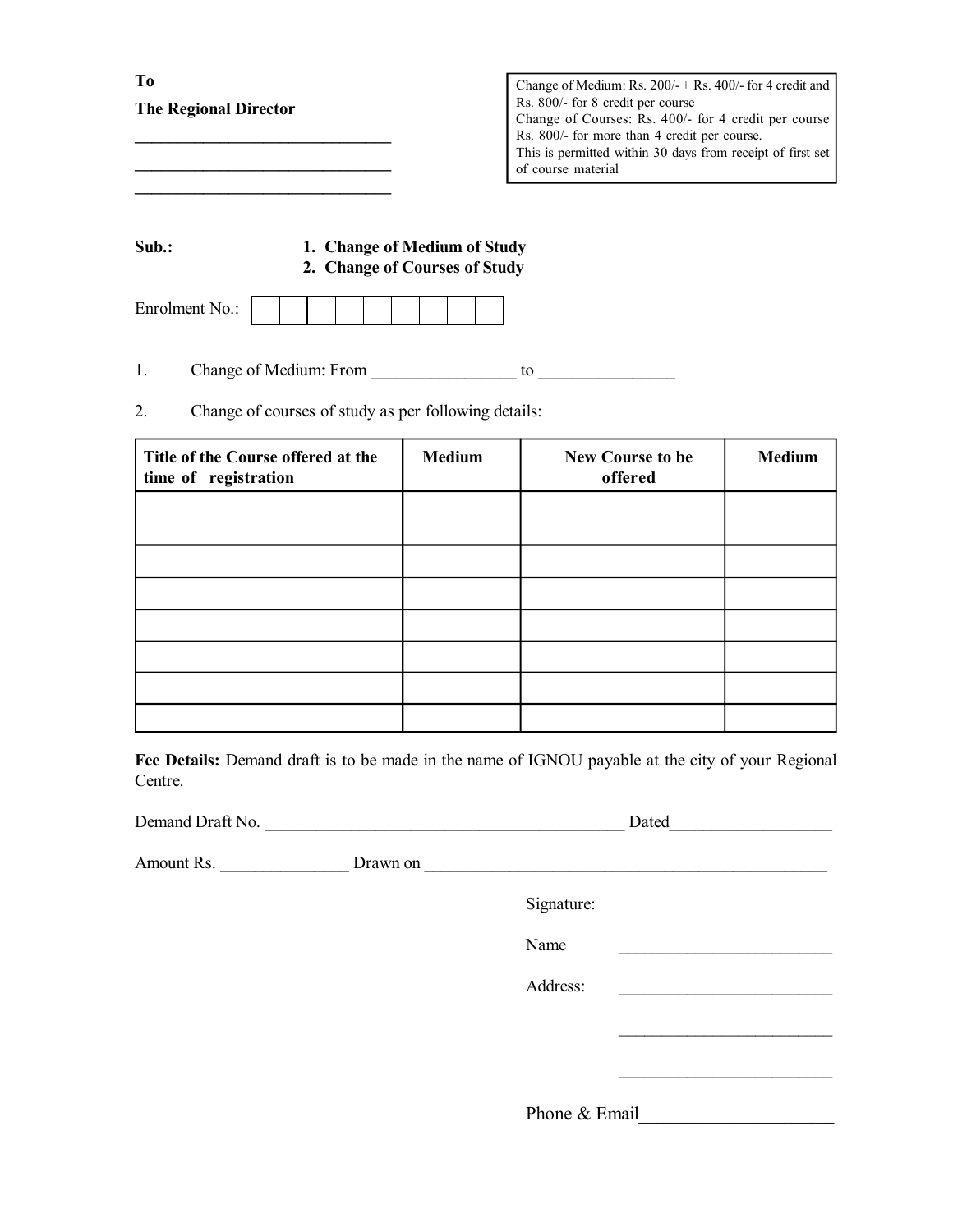**To**

**The Regional Director**

______________________________

______________________________

______________________________

> Change of Medium: Rs. 200/- + Rs. 400/- for 4 credit and Rs. 800/- for 8 credit per course
> Change of Courses: Rs. 400/- for 4 credit per course Rs. 800/- for more than 4 credit per course.
> This is permitted within 30 days from receipt of first set of course material

**Sub.:** 
1. **Change of Medium of Study**
2. **Change of Courses of Study**

Enrolment No.: | | | | | | | | | |

1. Change of Medium: From ________________ to ________________

2. Change of courses of study as per following details:

| **Title of the Course offered at the time of registration** | **Medium** | **New Course to be offered** | **Medium** |
|---|---|---|---|
| | | | |
| | | | |
| | | | |
| | | | |
| | | | |
| | | | |
| | | | |

**Fee Details:** Demand draft is to be made in the name of IGNOU payable at the city of your Regional Centre.

Demand Draft No. ___________________________________________ Dated__________________

Amount Rs. _______________ Drawn on ________________________________________________

Signature:

Name _________________________

Address: _________________________

_________________________

_________________________

Phone & Email_____________________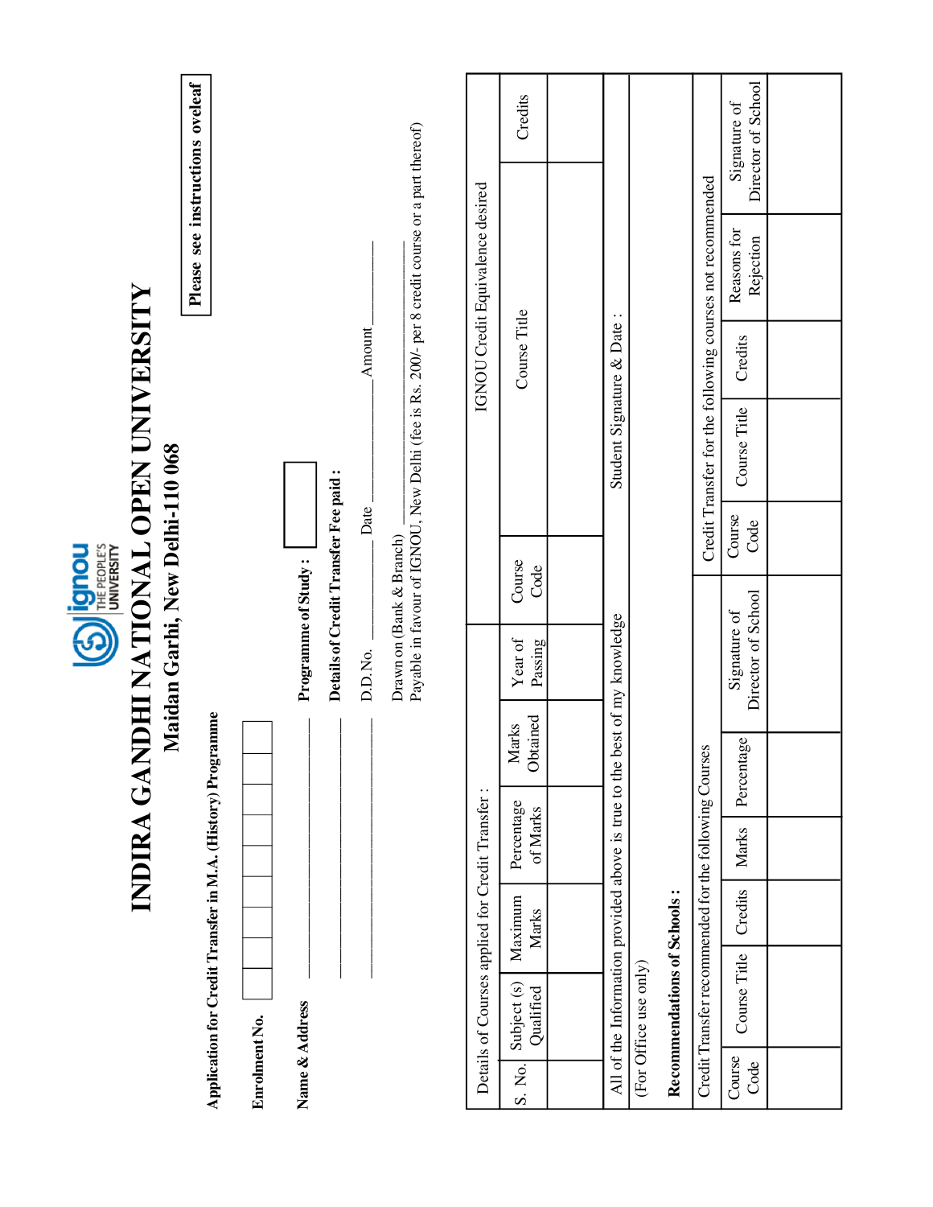# INDIRA GANDHI NATIONAL OPEN UNIVERSITY

## Maidan Garhi, New Delhi-110 068

**Please see instructions oveleaf**

**Application for Credit Transfer in M.A. (History) Programme**

**Enrolment No.** | | | | | | | | | |

**Name & Address** ______________________________

______________________________

______________________________

**Programme of Study :** [ ]

**Details of Credit Transfer Fee paid :**

D.D. No. ______________ Date ______________ Amount ______________

Drawn on (Bank & Branch) ______________________________

Payable in favour of IGNOU, New Delhi (fee is Rs. 200/- per 8 credit course or a part thereof)

| Details of Courses applied for Credit Transfer : | | | | | | IGNOU Credit Equivalence desired | | |
|---|---|---|---|---|---|---|---|---|
| S. No. | Subject (s) Qualified | Maximum Marks | Percentage of Marks | Marks Obtained | Year of Passing | Course Code | Course Title | Credits |
| | | | | | | | | |

All of the Information provided above is true to the best of my knowledge Student Signature & Date :

(For Office use only)

**Recommendations of Schools :**

| Credit Transfer recommended for the following Courses | | | | | | Credit Transfer for the following courses not recommended | | | | |
|---|---|---|---|---|---|---|---|---|---|---|
| Course Code | Course Title | Credits | Marks | Percentage | Signature of Director of School | Course Code | Course Title | Credits | Reasons for Rejection | Signature of Director of School |
| | | | | | | | | | | |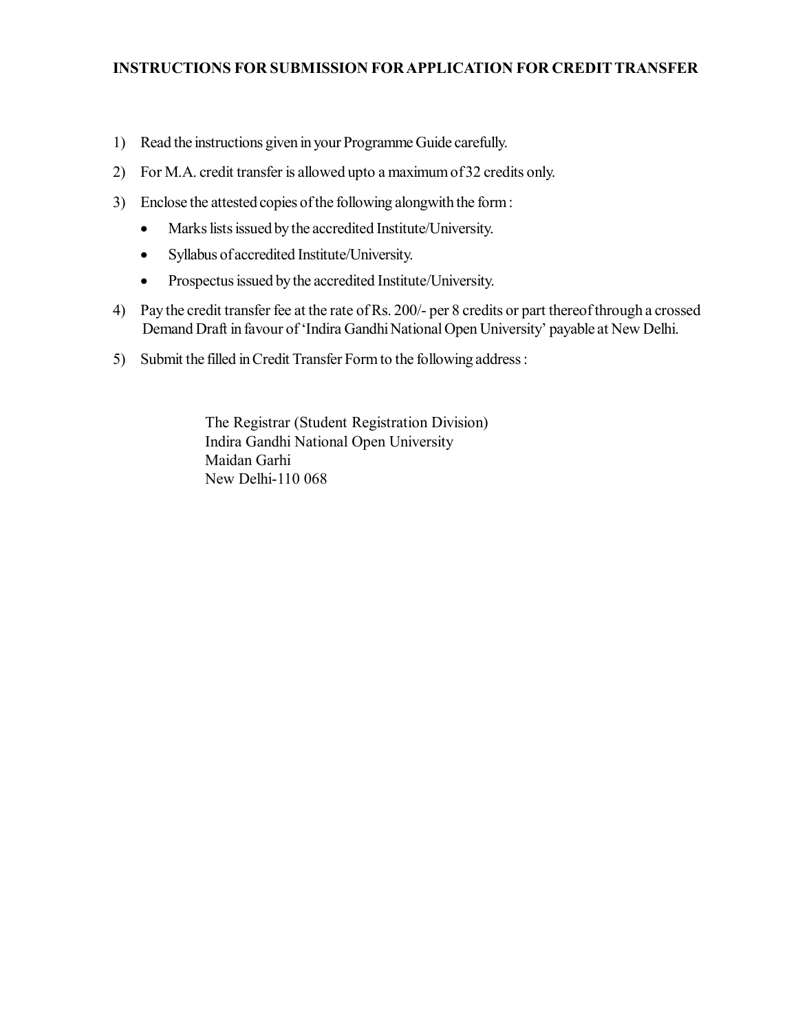## INSTRUCTIONS FOR SUBMISSION FOR APPLICATION FOR CREDIT TRANSFER

1) Read the instructions given in your Programme Guide carefully.
2) For M.A. credit transfer is allowed upto a maximum of 32 credits only.
3) Enclose the attested copies of the following alongwith the form :
   - Marks lists issued by the accredited Institute/University.
   - Syllabus of accredited Institute/University.
   - Prospectus issued by the accredited Institute/University.
4) Pay the credit transfer fee at the rate of Rs. 200/- per 8 credits or part thereof through a crossed Demand Draft in favour of 'Indira Gandhi National Open University' payable at New Delhi.
5) Submit the filled in Credit Transfer Form to the following address :

The Registrar (Student Registration Division)
Indira Gandhi National Open University
Maidan Garhi
New Delhi-110 068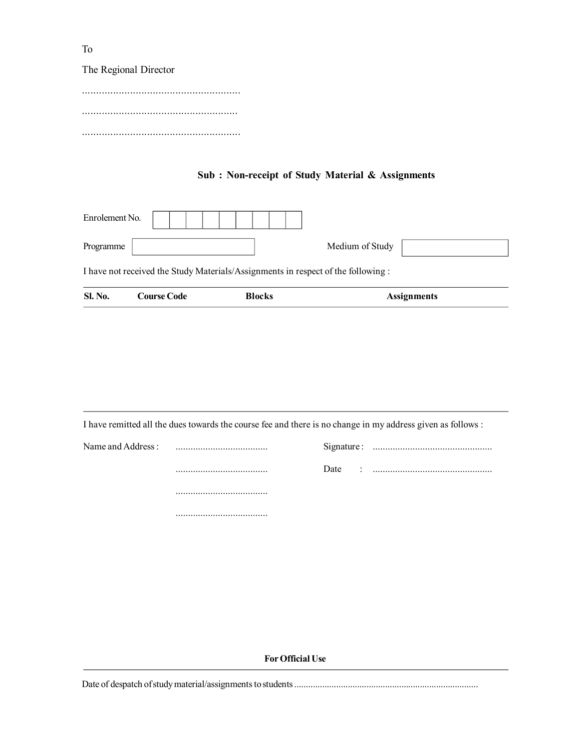To

The Regional Director

.........................................................

.......................................................

.........................................................

**Sub : Non-receipt of Study Material & Assignments**

Enrolement No. | | | | | | | | | | |

Programme [ ] Medium of Study [ ]

I have not received the Study Materials/Assignments in respect of the following :

| Sl. No. | Course Code | Blocks | Assignments |
|---|---|---|---|
| | | | |

I have remitted all the dues towards the course fee and there is no change in my address given as follows :

Name and Address : .....................................

.....................................

.....................................

.....................................

Signature : ................................................

Date : ................................................

**For Official Use**

Date of despatch of study material/assignments to students ..............................................................................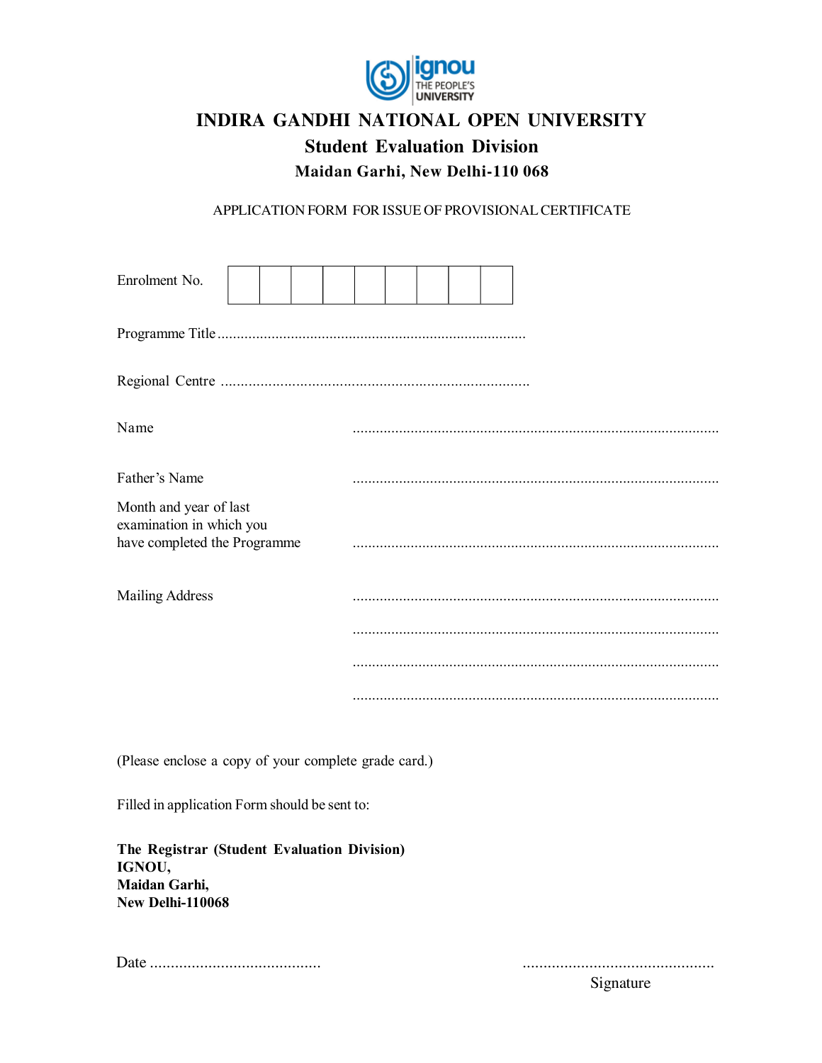# INDIRA GANDHI NATIONAL OPEN UNIVERSITY

## Student Evaluation Division

### Maidan Garhi, New Delhi-110 068

APPLICATION FORM FOR ISSUE OF PROVISIONAL CERTIFICATE

Enrolment No.

| | | | | | | | | |
|---|---|---|---|---|---|---|---|---|
| | | | | | | | | |

Programme Title ................................................................................

Regional Centre ..............................................................................

Name ..............................................................................................

Father's Name ..............................................................................................

Month and year of last examination in which you have completed the Programme ..............................................................................................

Mailing Address ..............................................................................................

..............................................................................................

..............................................................................................

..............................................................................................

(Please enclose a copy of your complete grade card.)

Filled in application Form should be sent to:

**The Registrar (Student Evaluation Division)**
**IGNOU,**
**Maidan Garhi,**
**New Delhi-110068**

Date .........................................

..............................................
Signature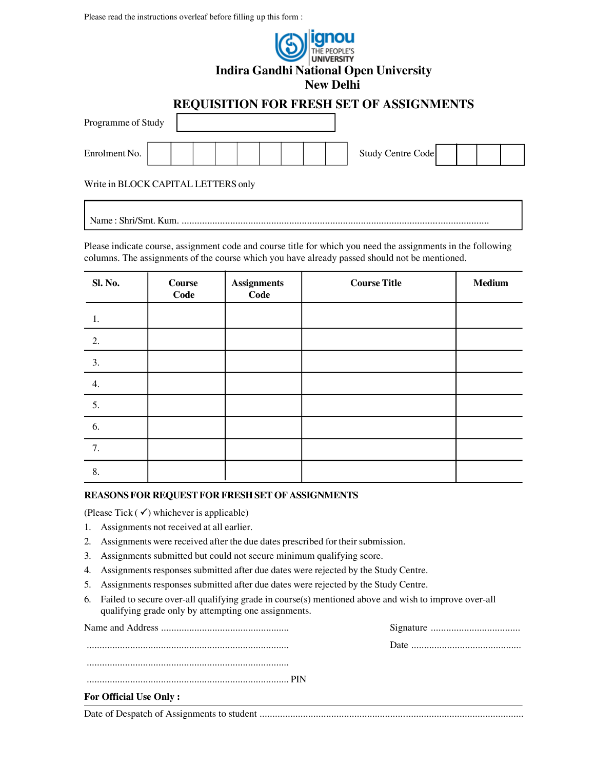Please read the instructions overleaf before filling up this form :

ignou
THE PEOPLE'S UNIVERSITY

# Indira Gandhi National Open University
## New Delhi

## REQUISITION FOR FRESH SET OF ASSIGNMENTS

Programme of Study

Enrolment No. | | | | | | | | | |     Study Centre Code | | | | |

Write in BLOCK CAPITAL LETTERS only

Name : Shri/Smt. Kum. ......................................................................................................................

Please indicate course, assignment code and course title for which you need the assignments in the following columns. The assignments of the course which you have already passed should not be mentioned.

| Sl. No. | Course Code | Assignments Code | Course Title | Medium |
|---|---|---|---|---|
| 1. | | | | |
| 2. | | | | |
| 3. | | | | |
| 4. | | | | |
| 5. | | | | |
| 6. | | | | |
| 7. | | | | |
| 8. | | | | |

**REASONS FOR REQUEST FOR FRESH SET OF ASSIGNMENTS**

(Please Tick ( ✓) whichever is applicable)

1. Assignments not received at all earlier.
2. Assignments were received after the due dates prescribed for their submission.
3. Assignments submitted but could not secure minimum qualifying score.
4. Assignments responses submitted after due dates were rejected by the Study Centre.
5. Assignments responses submitted after due dates were rejected by the Study Centre.
6. Failed to secure over-all qualifying grade in course(s) mentioned above and wish to improve over-all qualifying grade only by attempting one assignments.

Name and Address ..................................................     Signature ..................................

..............................................................................     Date ...........................................

..............................................................................

.............................................................................. PIN

**For Official Use Only :**

Date of Despatch of Assignments to student ......................................................................................................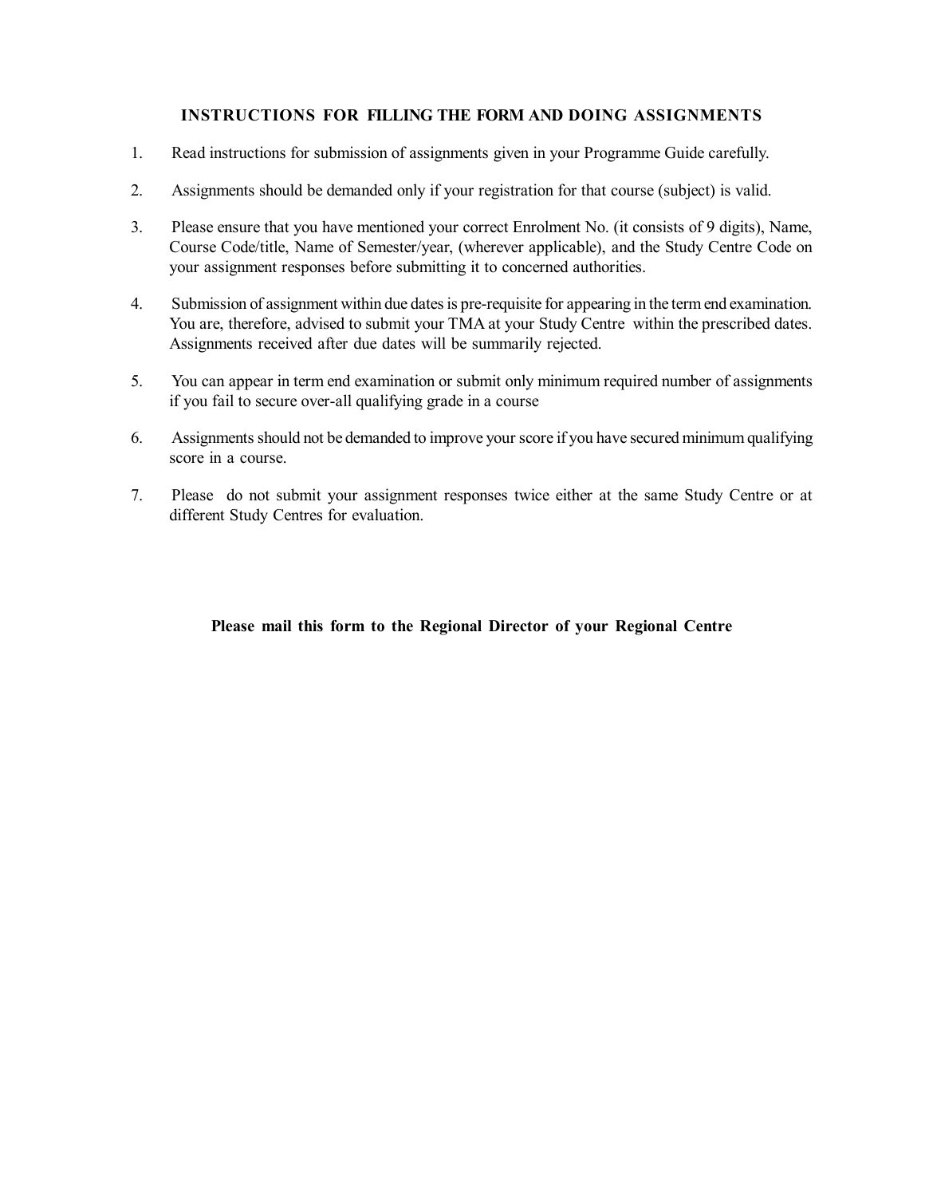## INSTRUCTIONS FOR FILLING THE FORM AND DOING ASSIGNMENTS

1. Read instructions for submission of assignments given in your Programme Guide carefully.
2. Assignments should be demanded only if your registration for that course (subject) is valid.
3. Please ensure that you have mentioned your correct Enrolment No. (it consists of 9 digits), Name, Course Code/title, Name of Semester/year, (wherever applicable), and the Study Centre Code on your assignment responses before submitting it to concerned authorities.
4. Submission of assignment within due dates is pre-requisite for appearing in the term end examination. You are, therefore, advised to submit your TMA at your Study Centre within the prescribed dates. Assignments received after due dates will be summarily rejected.
5. You can appear in term end examination or submit only minimum required number of assignments if you fail to secure over-all qualifying grade in a course
6. Assignments should not be demanded to improve your score if you have secured minimum qualifying score in a course.
7. Please do not submit your assignment responses twice either at the same Study Centre or at different Study Centres for evaluation.

**Please mail this form to the Regional Director of your Regional Centre**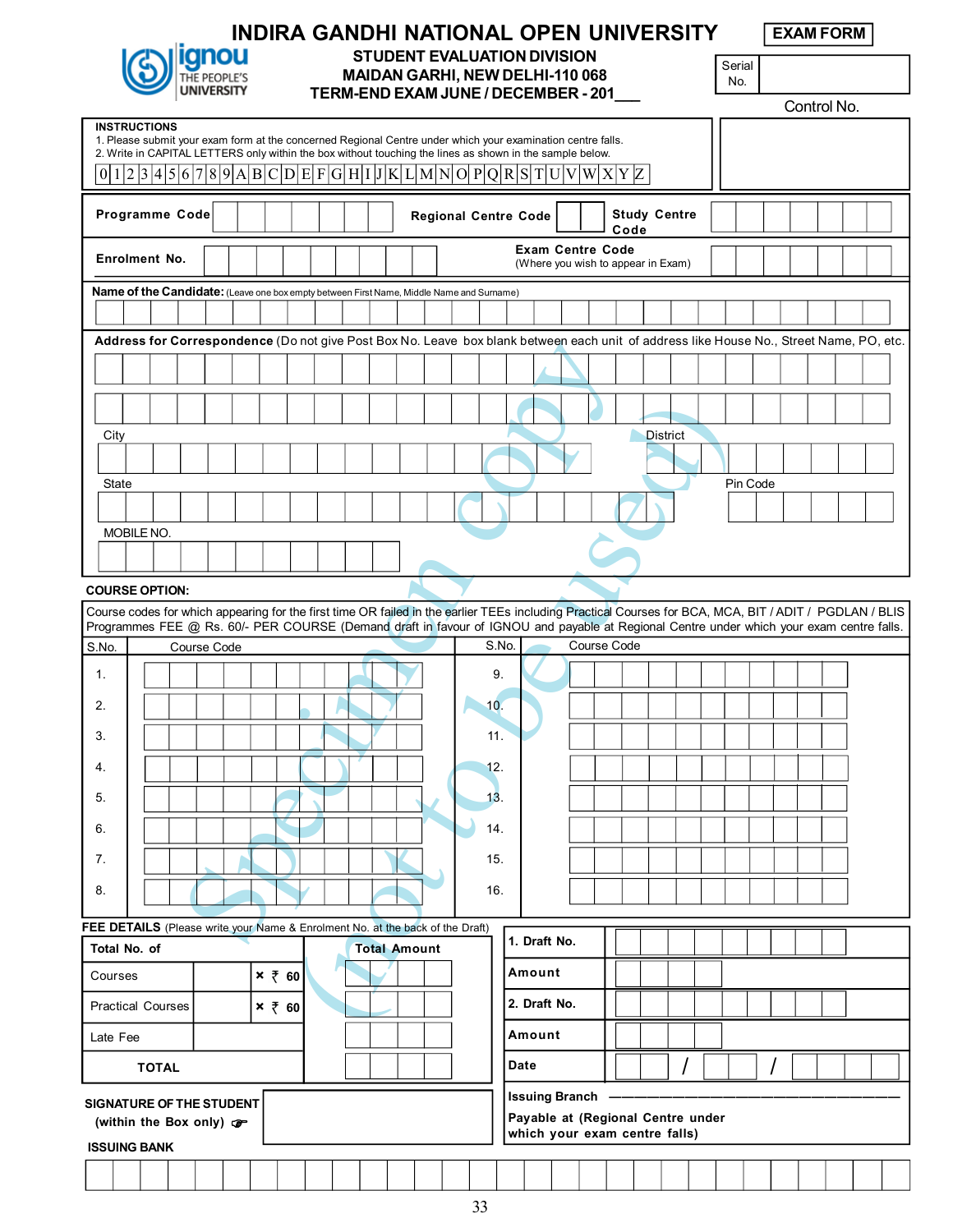# INDIRA GANDHI NATIONAL OPEN UNIVERSITY

**EXAM FORM**

ignou THE PEOPLE'S UNIVERSITY

**STUDENT EVALUATION DIVISION**
**MAIDAN GARHI, NEW DELHI-110 068**
**TERM-END EXAM JUNE / DECEMBER - 201___**

Serial No.

Control No.

**INSTRUCTIONS**
1. Please submit your exam form at the concerned Regional Centre under which your examination centre falls.
2. Write in CAPITAL LETTERS only within the box without touching the lines as shown in the sample below.

| 0 | 1 | 2 | 3 | 4 | 5 | 6 | 7 | 8 | 9 | A | B | C | D | E | F | G | H | I | J | K | L | M | N | O | P | Q | R | S | T | U | V | W | X | Y | Z |
|---|---|---|---|---|---|---|---|---|---|---|---|---|---|---|---|---|---|---|---|---|---|---|---|---|---|---|---|---|---|---|---|---|---|---|---|

**Programme Code** | **Regional Centre Code** | **Study Centre Code**

**Enrolment No.** | **Exam Centre Code** (Where you wish to appear in Exam)

**Name of the Candidate:** (Leave one box empty between First Name, Middle Name and Surname)

**Address for Correspondence** (Do not give Post Box No. Leave box blank between each unit of address like House No., Street Name, PO, etc.

City | District

State | Pin Code

MOBILE NO.

**COURSE OPTION:**

Course codes for which appearing for the first time OR failed in the earlier TEEs including Practical Courses for BCA, MCA, BIT / ADIT / PGDLAN / BLIS Programmes FEE @ Rs. 60/- PER COURSE (Demand draft in favour of IGNOU and payable at Regional Centre under which your exam centre falls.

| S.No. | Course Code | S.No. | Course Code |
|---|---|---|---|
| 1. | | 9. | |
| 2. | | 10. | |
| 3. | | 11. | |
| 4. | | 12. | |
| 5. | | 13. | |
| 6. | | 14. | |
| 7. | | 15. | |
| 8. | | 16. | |

**FEE DETAILS** (Please write your Name & Enrolment No. at the back of the Draft)

| Total No. of | | | Total Amount |
|---|---|---|---|
| Courses | | × ₹ 60 | |
| Practical Courses | | × ₹ 60 | |
| Late Fee | | | |
| TOTAL | | | |

| | |
|---|---|
| 1. Draft No. | |
| Amount | |
| 2. Draft No. | |
| Amount | |
| Date | / / |

**SIGNATURE OF THE STUDENT (within the Box only)** ☞

**Issuing Branch** ————————————————

**Payable at (Regional Centre under which your exam centre falls)**

**ISSUING BANK**

Specimen copy (not to be used)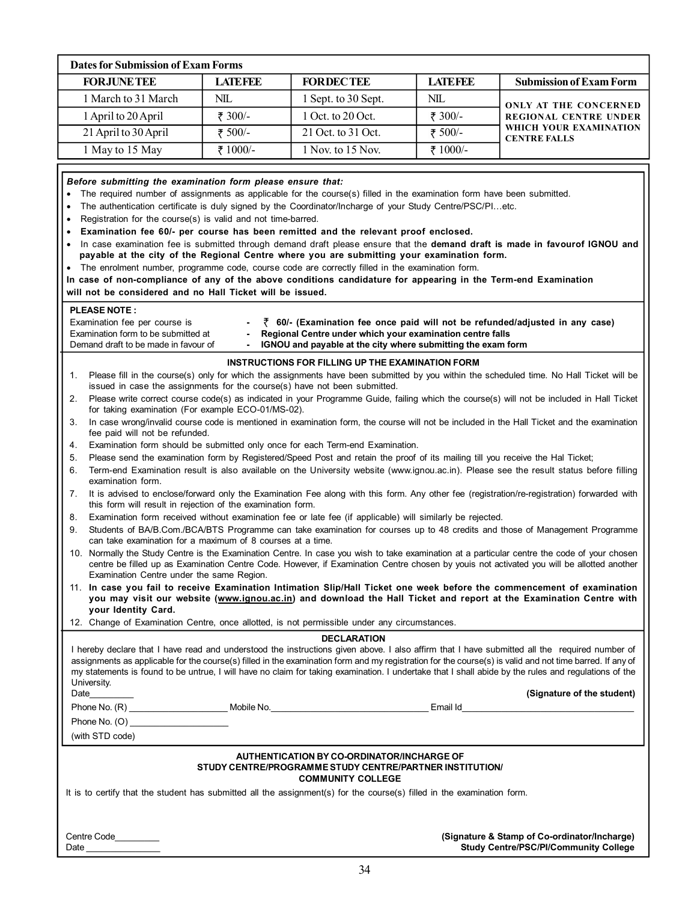| Dates for Submission of Exam Forms | | | | |
|---|---|---|---|---|
| **FOR JUNE TEE** | **LATE FEE** | **FOR DEC TEE** | **LATE FEE** | **Submission of Exam Form** |
| 1 March to 31 March | NIL | 1 Sept. to 30 Sept. | NIL | ONLY AT THE CONCERNED REGIONAL CENTRE UNDER WHICH YOUR EXAMINATION CENTRE FALLS |
| 1 April to 20 April | ₹ 300/- | 1 Oct. to 20 Oct. | ₹ 300/- | |
| 21 April to 30 April | ₹ 500/- | 21 Oct. to 31 Oct. | ₹ 500/- | |
| 1 May to 15 May | ₹ 1000/- | 1 Nov. to 15 Nov. | ₹ 1000/- | |

***Before submitting the examination form please ensure that:***

- The required number of assignments as applicable for the course(s) filled in the examination form have been submitted.
- The authentication certificate is duly signed by the Coordinator/Incharge of your Study Centre/PSC/PI…etc.
- Registration for the course(s) is valid and not time-barred.
- **Examination fee 60/- per course has been remitted and the relevant proof enclosed.**
- In case examination fee is submitted through demand draft please ensure that the **demand draft is made in favourof IGNOU and payable at the city of the Regional Centre where you are submitting your examination form.**
- The enrolment number, programme code, course code are correctly filled in the examination form.

**In case of non-compliance of any of the above conditions candidature for appearing in the Term-end Examination will not be considered and no Hall Ticket will be issued.**

**PLEASE NOTE :**

Examination fee per course is - **₹ 60/- (Examination fee once paid will not be refunded/adjusted in any case)**
Examination form to be submitted at - **Regional Centre under which your examination centre falls**
Demand draft to be made in favour of - **IGNOU and payable at the city where submitting the exam form**

**INSTRUCTIONS FOR FILLING UP THE EXAMINATION FORM**

1. Please fill in the course(s) only for which the assignments have been submitted by you within the scheduled time. No Hall Ticket will be issued in case the assignments for the course(s) have not been submitted.
2. Please write correct course code(s) as indicated in your Programme Guide, failing which the course(s) will not be included in Hall Ticket for taking examination (For example ECO-01/MS-02).
3. In case wrong/invalid course code is mentioned in examination form, the course will not be included in the Hall Ticket and the examination fee paid will not be refunded.
4. Examination form should be submitted only once for each Term-end Examination.
5. Please send the examination form by Registered/Speed Post and retain the proof of its mailing till you receive the Hal Ticket;
6. Term-end Examination result is also available on the University website (www.ignou.ac.in). Please see the result status before filling examination form.
7. It is advised to enclose/forward only the Examination Fee along with this form. Any other fee (registration/re-registration) forwarded with this form will result in rejection of the examination form.
8. Examination form received without examination fee or late fee (if applicable) will similarly be rejected.
9. Students of BA/B.Com./BCA/BTS Programme can take examination for courses up to 48 credits and those of Management Programme can take examination for a maximum of 8 courses at a time.
10. Normally the Study Centre is the Examination Centre. In case you wish to take examination at a particular centre the code of your chosen centre be filled up as Examination Centre Code. However, if Examination Centre chosen by youis not activated you will be allotted another Examination Centre under the same Region.
11. **In case you fail to receive Examination Intimation Slip/Hall Ticket one week before the commencement of examination you may visit our website (www.ignou.ac.in) and download the Hall Ticket and report at the Examination Centre with your Identity Card.**
12. Change of Examination Centre, once allotted, is not permissible under any circumstances.

**DECLARATION**

I hereby declare that I have read and understood the instructions given above. I also affirm that I have submitted all the required number of assignments as applicable for the course(s) filled in the examination form and my registration for the course(s) is valid and not time barred. If any of my statements is found to be untrue, I will have no claim for taking examination. I undertake that I shall abide by the rules and regulations of the University.

Date_________ **(Signature of the student)**

Phone No. (R) ____________ Mobile No.____________ Email Id____________

Phone No. (O) ____________

(with STD code)

**AUTHENTICATION BY CO-ORDINATOR/INCHARGE OF STUDY CENTRE/PROGRAMME STUDY CENTRE/PARTNER INSTITUTION/ COMMUNITY COLLEGE**

It is to certify that the student has submitted all the assignment(s) for the course(s) filled in the examination form.

Centre Code_________
Date ____________

**(Signature & Stamp of Co-ordinator/Incharge) Study Centre/PSC/PI/Community College**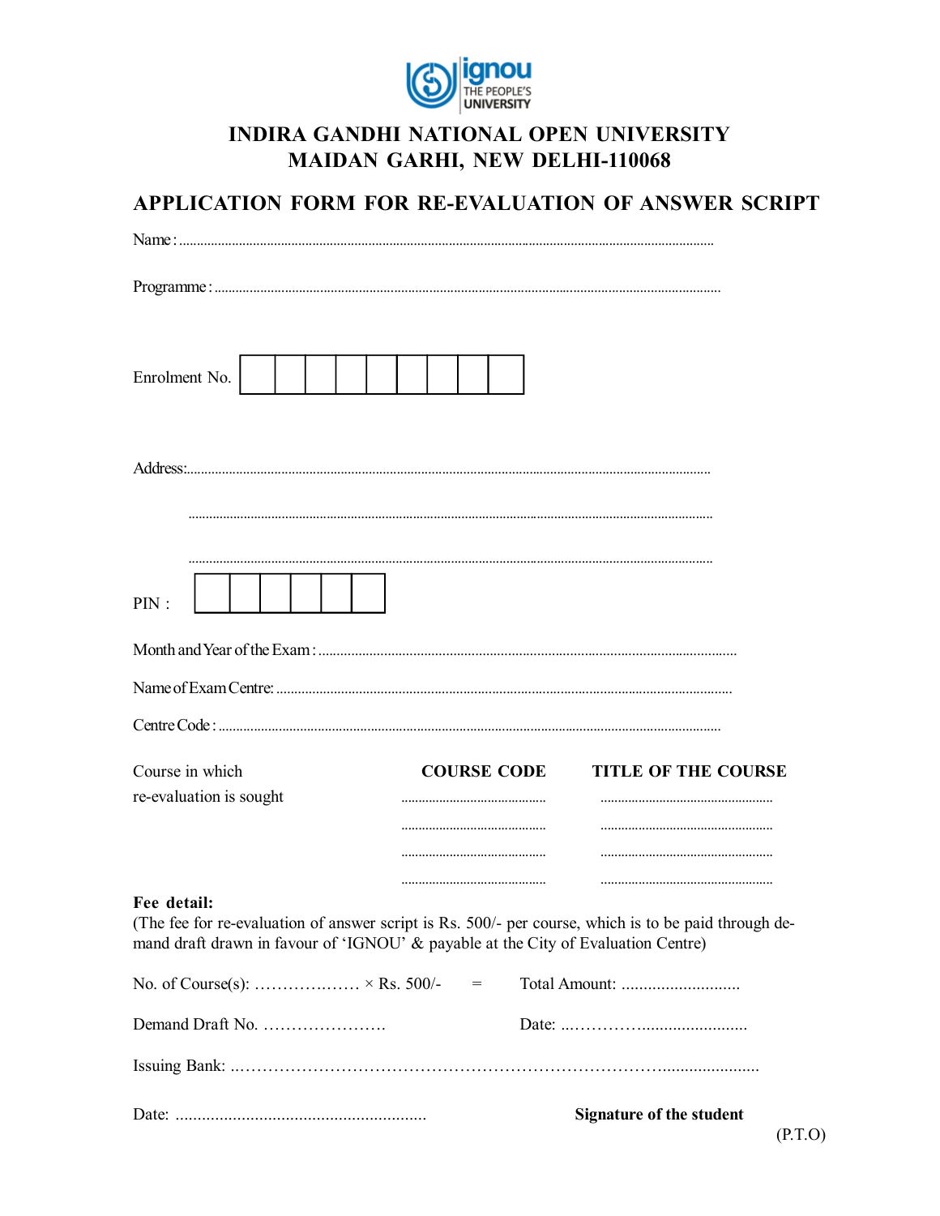# INDIRA GANDHI NATIONAL OPEN UNIVERSITY
# MAIDAN GARHI, NEW DELHI-110068

## APPLICATION FORM FOR RE-EVALUATION OF ANSWER SCRIPT

Name : ..............................................................................................................................................

Programme : ......................................................................................................................................

Enrolment No. | | | | | | | | | |

Address:.............................................................................................................................................

..........................................................................................................................................................

..........................................................................................................................................................

PIN : | | | | | | |

Month and Year of the Exam : ...............................................................................................................

Name of Exam Centre: .........................................................................................................................

Centre Code : .....................................................................................................................................

| Course in which re-evaluation is sought | COURSE CODE | TITLE OF THE COURSE |
|---|---|---|
| | .......................................... | .................................................. |
| | .......................................... | .................................................. |
| | .......................................... | .................................................. |
| | .......................................... | .................................................. |

**Fee detail:**
(The fee for re-evaluation of answer script is Rs. 500/- per course, which is to be paid through demand draft drawn in favour of 'IGNOU' & payable at the City of Evaluation Centre)

No. of Course(s): ………………. × Rs. 500/- = Total Amount: ...........................

Demand Draft No. …………………. Date: ..………………......................

Issuing Bank: ..……………………………………………………………………….......................

Date: ........................................................ **Signature of the student**

(P.T.O)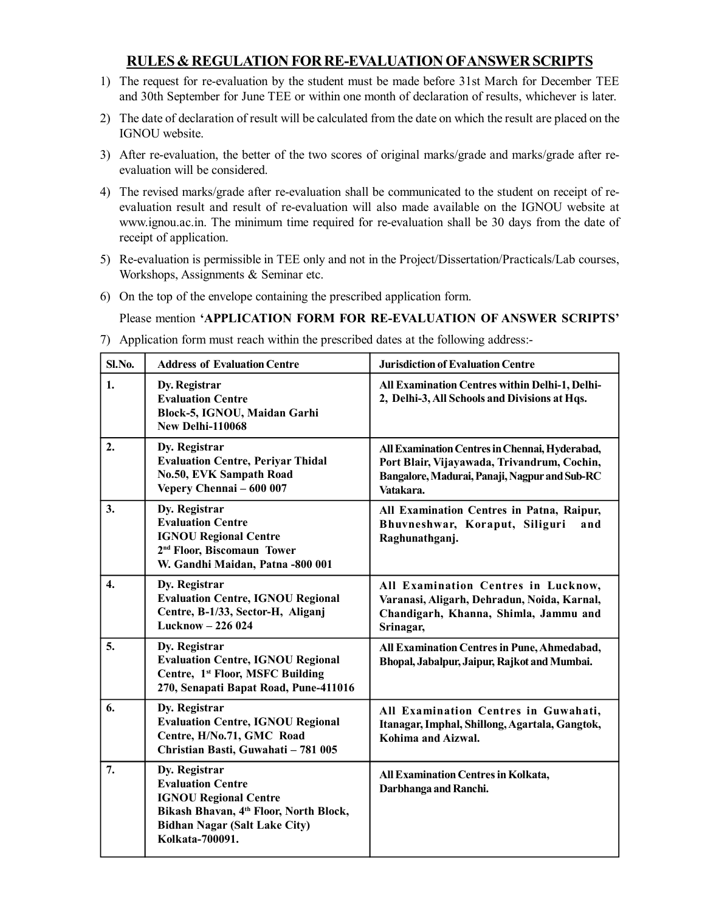## RULES & REGULATION FOR RE-EVALUATION OF ANSWER SCRIPTS

1) The request for re-evaluation by the student must be made before 31st March for December TEE and 30th September for June TEE or within one month of declaration of results, whichever is later.
2) The date of declaration of result will be calculated from the date on which the result are placed on the IGNOU website.
3) After re-evaluation, the better of the two scores of original marks/grade and marks/grade after re-evaluation will be considered.
4) The revised marks/grade after re-evaluation shall be communicated to the student on receipt of re-evaluation result and result of re-evaluation will also made available on the IGNOU website at www.ignou.ac.in. The minimum time required for re-evaluation shall be 30 days from the date of receipt of application.
5) Re-evaluation is permissible in TEE only and not in the Project/Dissertation/Practicals/Lab courses, Workshops, Assignments & Seminar etc.
6) On the top of the envelope containing the prescribed application form.

   Please mention **'APPLICATION FORM FOR RE-EVALUATION OF ANSWER SCRIPTS'**
7) Application form must reach within the prescribed dates at the following address:-

| Sl.No. | Address of Evaluation Centre | Jurisdiction of Evaluation Centre |
|---|---|---|
| 1. | **Dy. Registrar Evaluation Centre Block-5, IGNOU, Maidan Garhi New Delhi-110068** | **All Examination Centres within Delhi-1, Delhi-2, Delhi-3, All Schools and Divisions at Hqs.** |
| 2. | **Dy. Registrar Evaluation Centre, Periyar Thidal No.50, EVK Sampath Road Vepery Chennai – 600 007** | **All Examination Centres in Chennai, Hyderabad, Port Blair, Vijayawada, Trivandrum, Cochin, Bangalore, Madurai, Panaji, Nagpur and Sub-RC Vatakara.** |
| 3. | **Dy. Registrar Evaluation Centre IGNOU Regional Centre 2nd Floor, Biscomaun Tower W. Gandhi Maidan, Patna -800 001** | **All Examination Centres in Patna, Raipur, Bhuvneshwar, Koraput, Siliguri and Raghunathganj.** |
| 4. | **Dy. Registrar Evaluation Centre, IGNOU Regional Centre, B-1/33, Sector-H, Aliganj Lucknow – 226 024** | **All Examination Centres in Lucknow, Varanasi, Aligarh, Dehradun, Noida, Karnal, Chandigarh, Khanna, Shimla, Jammu and Srinagar,** |
| 5. | **Dy. Registrar Evaluation Centre, IGNOU Regional Centre, 1st Floor, MSFC Building 270, Senapati Bapat Road, Pune-411016** | **All Examination Centres in Pune, Ahmedabad, Bhopal, Jabalpur, Jaipur, Rajkot and Mumbai.** |
| 6. | **Dy. Registrar Evaluation Centre, IGNOU Regional Centre, H/No.71, GMC Road Christian Basti, Guwahati – 781 005** | **All Examination Centres in Guwahati, Itanagar, Imphal, Shillong, Agartala, Gangtok, Kohima and Aizwal.** |
| 7. | **Dy. Registrar Evaluation Centre IGNOU Regional Centre Bikash Bhavan, 4th Floor, North Block, Bidhan Nagar (Salt Lake City) Kolkata-700091.** | **All Examination Centres in Kolkata, Darbhanga and Ranchi.** |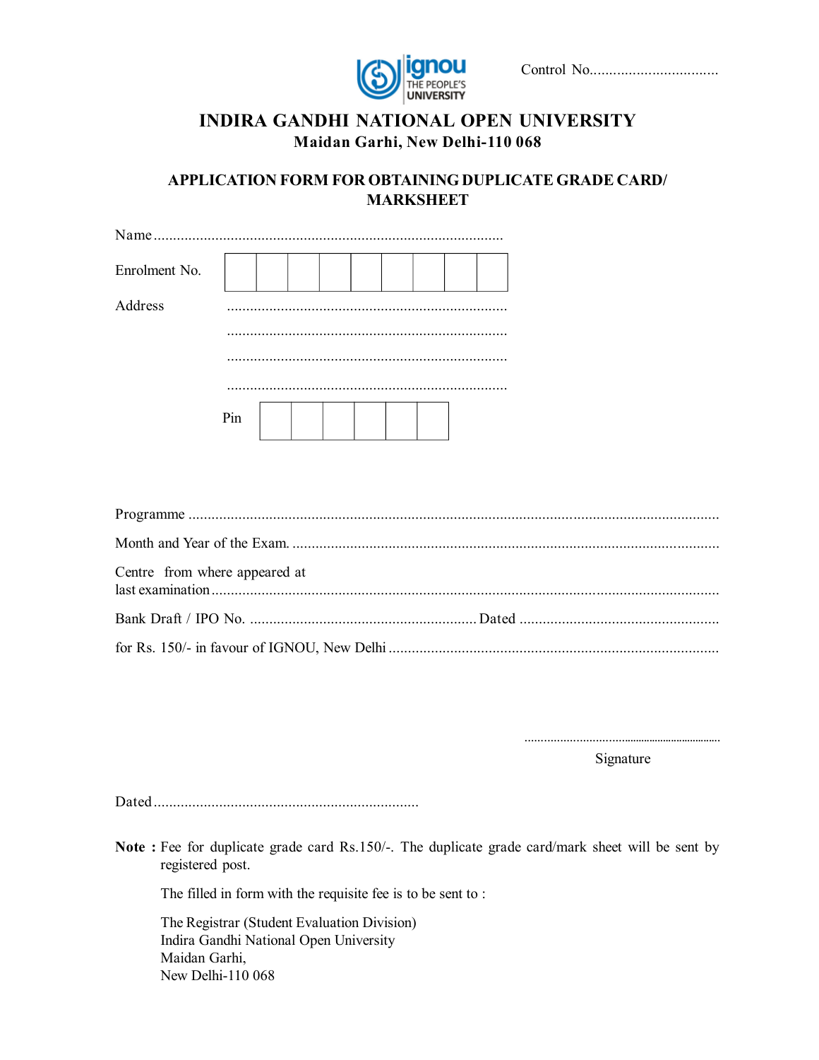Control No.................................

# INDIRA GANDHI NATIONAL OPEN UNIVERSITY

**Maidan Garhi, New Delhi-110 068**

## APPLICATION FORM FOR OBTAINING DUPLICATE GRADE CARD/ MARKSHEET

Name ..........................................................................................

Enrolment No.

| | | | | | | | | |
|---|---|---|---|---|---|---|---|---|
| | | | | | | | | |

Address .........................................................................

.........................................................................

.........................................................................

.........................................................................

Pin

| | | | | | |
|---|---|---|---|---|---|
| | | | | | |

Programme .........................................................................................................................................

Month and Year of the Exam. ..............................................................................................................

Centre from where appeared at last examination....................................................................................................................

Bank Draft / IPO No. .......................................................... Dated ....................................................

for Rs. 150/- in favour of IGNOU, New Delhi .....................................................................................

................................................................

Signature

Dated.....................................................................

**Note :** Fee for duplicate grade card Rs.150/-. The duplicate grade card/mark sheet will be sent by registered post.

The filled in form with the requisite fee is to be sent to :

The Registrar (Student Evaluation Division)
Indira Gandhi National Open University
Maidan Garhi,
New Delhi-110 068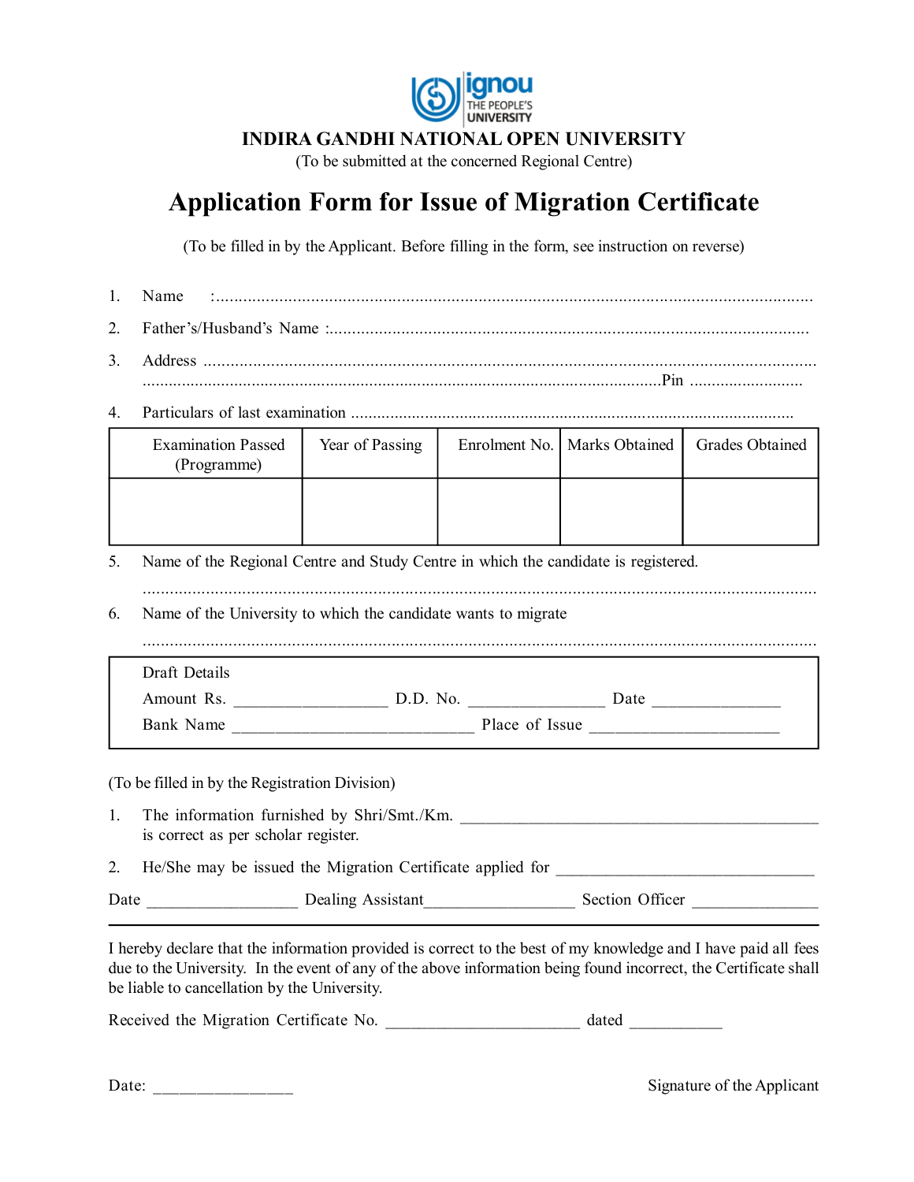**INDIRA GANDHI NATIONAL OPEN UNIVERSITY**

(To be submitted at the concerned Regional Centre)

# Application Form for Issue of Migration Certificate

(To be filled in by the Applicant. Before filling in the form, see instruction on reverse)

1. Name :..............................................................................................................................
2. Father's/Husband's Name :.............................................................................................
3. Address ...........................................................................................................................
   ......................................................................................................Pin .........................
4. Particulars of last examination ....................................................................................

| Examination Passed (Programme) | Year of Passing | Enrolment No. | Marks Obtained | Grades Obtained |
|---|---|---|---|---|
| | | | | |

5. Name of the Regional Centre and Study Centre in which the candidate is registered.
   ..............................................................................................................................
6. Name of the University to which the candidate wants to migrate
   ..............................................................................................................................

Draft Details

Amount Rs. __________________ D.D. No. ________________ Date ________________

Bank Name ____________________________ Place of Issue ______________________

(To be filled in by the Registration Division)

1. The information furnished by Shri/Smt./Km. ______________________________________ is correct as per scholar register.
2. He/She may be issued the Migration Certificate applied for ______________________________

Date _________________ Dealing Assistant_________________ Section Officer _______________

---

I hereby declare that the information provided is correct to the best of my knowledge and I have paid all fees due to the University. In the event of any of the above information being found incorrect, the Certificate shall be liable to cancellation by the University.

Received the Migration Certificate No. ______________________ dated ___________

Date: ________________

Signature of the Applicant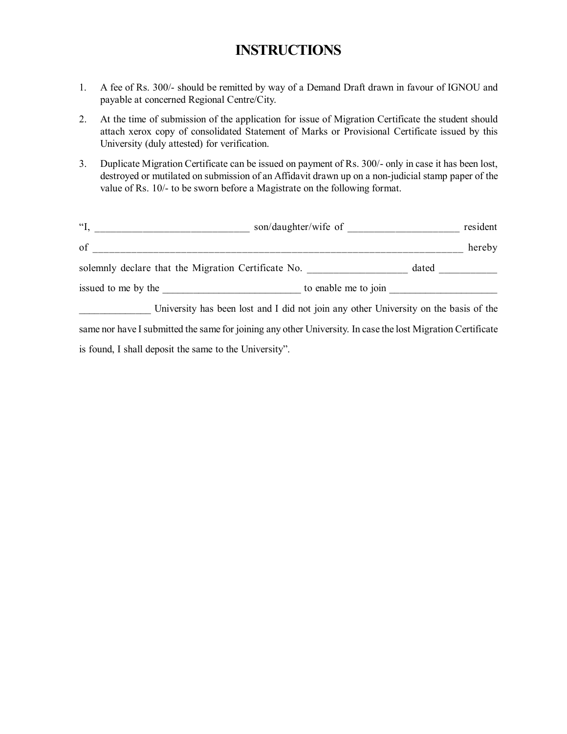# INSTRUCTIONS

1. A fee of Rs. 300/- should be remitted by way of a Demand Draft drawn in favour of IGNOU and payable at concerned Regional Centre/City.
2. At the time of submission of the application for issue of Migration Certificate the student should attach xerox copy of consolidated Statement of Marks or Provisional Certificate issued by this University (duly attested) for verification.
3. Duplicate Migration Certificate can be issued on payment of Rs. 300/- only in case it has been lost, destroyed or mutilated on submission of an Affidavit drawn up on a non-judicial stamp paper of the value of Rs. 10/- to be sworn before a Magistrate on the following format.

"I, ____________________________ son/daughter/wife of ____________________ resident of ______________________________________________________________________ hereby solemnly declare that the Migration Certificate No. __________________ dated __________ issued to me by the _________________________ to enable me to join ___________________ _____________ University has been lost and I did not join any other University on the basis of the same nor have I submitted the same for joining any other University. In case the lost Migration Certificate is found, I shall deposit the same to the University".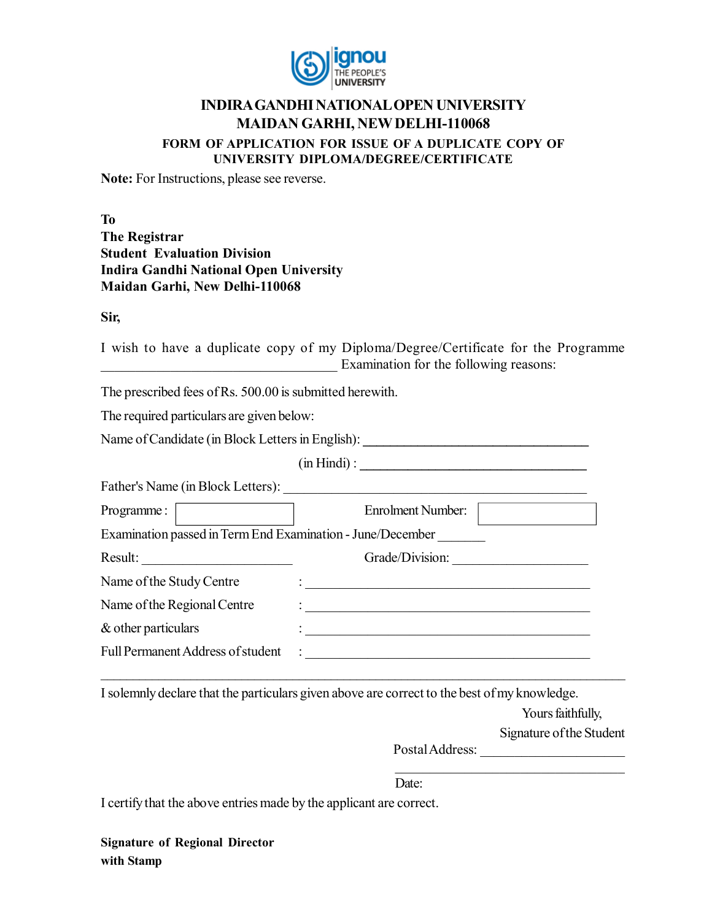ignou
THE PEOPLE'S UNIVERSITY

# INDIRA GANDHI NATIONAL OPEN UNIVERSITY
## MAIDAN GARHI, NEW DELHI-110068

### FORM OF APPLICATION FOR ISSUE OF A DUPLICATE COPY OF UNIVERSITY DIPLOMA/DEGREE/CERTIFICATE

**Note:** For Instructions, please see reverse.

**To**
**The Registrar**
**Student Evaluation Division**
**Indira Gandhi National Open University**
**Maidan Garhi, New Delhi-110068**

**Sir,**

I wish to have a duplicate copy of my Diploma/Degree/Certificate for the Programme ________________________ Examination for the following reasons:

The prescribed fees of Rs. 500.00 is submitted herewith.

The required particulars are given below:

Name of Candidate (in Block Letters in English): ________________________

(in Hindi) : ________________________

Father's Name (in Block Letters): ________________________

Programme : [ ] Enrolment Number: [ ]

Examination passed in Term End Examination - June/December _______

Result: ________________ Grade/Division: ________________

Name of the Study Centre : ________________________

Name of the Regional Centre : ________________________

& other particulars : ________________________

Full Permanent Address of student : ________________________

________________________________________________

I solemnly declare that the particulars given above are correct to the best of my knowledge.

Yours faithfully,

Signature of the Student

Postal Address: ________________

________________________

Date:

I certify that the above entries made by the applicant are correct.

**Signature of Regional Director**
**with Stamp**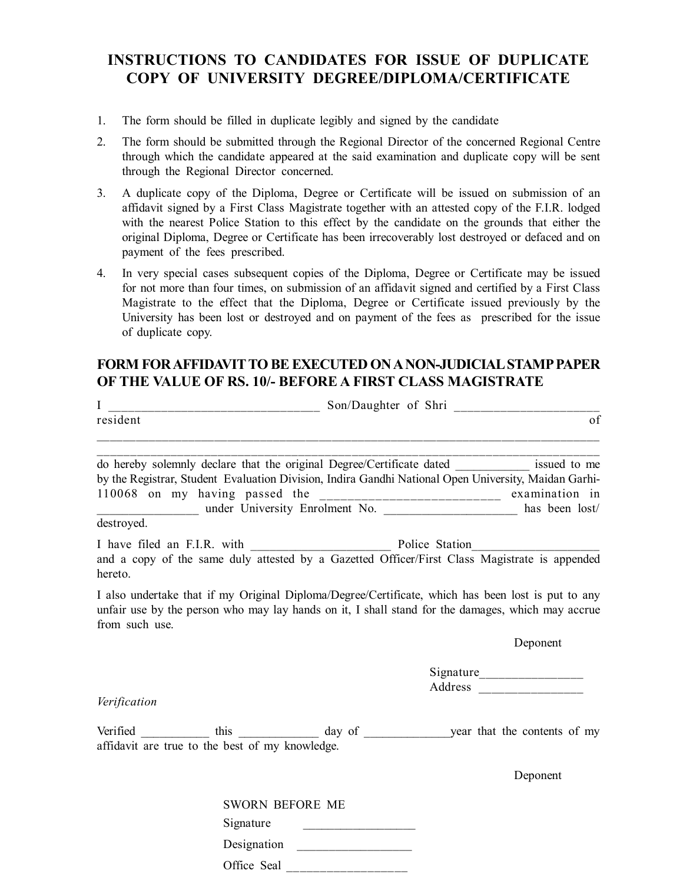# INSTRUCTIONS TO CANDIDATES FOR ISSUE OF DUPLICATE COPY OF UNIVERSITY DEGREE/DIPLOMA/CERTIFICATE

1. The form should be filled in duplicate legibly and signed by the candidate
2. The form should be submitted through the Regional Director of the concerned Regional Centre through which the candidate appeared at the said examination and duplicate copy will be sent through the Regional Director concerned.
3. A duplicate copy of the Diploma, Degree or Certificate will be issued on submission of an affidavit signed by a First Class Magistrate together with an attested copy of the F.I.R. lodged with the nearest Police Station to this effect by the candidate on the grounds that either the original Diploma, Degree or Certificate has been irrecoverably lost destroyed or defaced and on payment of the fees prescribed.
4. In very special cases subsequent copies of the Diploma, Degree or Certificate may be issued for not more than four times, on submission of an affidavit signed and certified by a First Class Magistrate to the effect that the Diploma, Degree or Certificate issued previously by the University has been lost or destroyed and on payment of the fees as prescribed for the issue of duplicate copy.

## FORM FOR AFFIDAVIT TO BE EXECUTED ON A NON-JUDICIAL STAMP PAPER OF THE VALUE OF RS. 10/- BEFORE A FIRST CLASS MAGISTRATE

I ________________________________ Son/Daughter of Shri ______________________ resident of ______________________________________________________________________________
______________________________________________________________________________

do hereby solemnly declare that the original Degree/Certificate dated ___________ issued to me by the Registrar, Student Evaluation Division, Indira Gandhi National Open University, Maidan Garhi-110068 on my having passed the __________________________ examination in ________________ under University Enrolment No. _____________________ has been lost/destroyed.

I have filed an F.I.R. with ______________________ Police Station____________________ and a copy of the same duly attested by a Gazetted Officer/First Class Magistrate is appended hereto.

I also undertake that if my Original Diploma/Degree/Certificate, which has been lost is put to any unfair use by the person who may lay hands on it, I shall stand for the damages, which may accrue from such use.

Deponent

Signature________________
Address ________________

*Verification*

Verified ___________ this _____________ day of ______________year that the contents of my affidavit are true to the best of my knowledge.

Deponent

SWORN BEFORE ME

Signature __________________

Designation __________________

Office Seal ___________________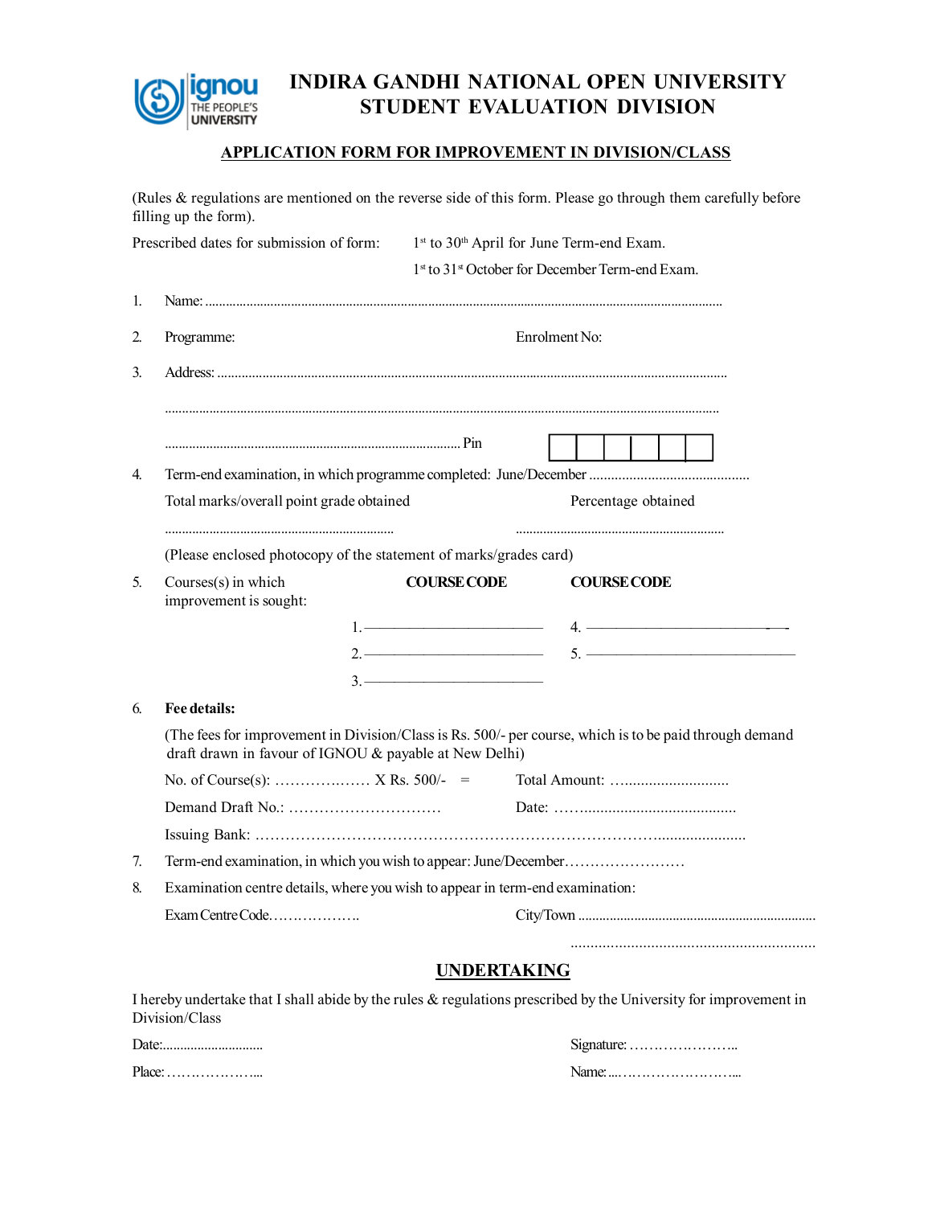# INDIRA GANDHI NATIONAL OPEN UNIVERSITY
# STUDENT EVALUATION DIVISION

## APPLICATION FORM FOR IMPROVEMENT IN DIVISION/CLASS

(Rules & regulations are mentioned on the reverse side of this form. Please go through them carefully before filling up the form).

Prescribed dates for submission of form: 1st to 30th April for June Term-end Exam.

1st to 31st October for December Term-end Exam.

1. Name: ..........................................................................................................................................

2. Programme: Enrolment No:

3. Address: ........................................................................................................................................

   ........................................................................................................................................................

   .................................................................................... Pin

4. Term-end examination, in which programme completed: June/December ............................................

   Total marks/overall point grade obtained Percentage obtained

   .................................................................. ............................................................

   (Please enclosed photocopy of the statement of marks/grades card)

5. Courses(s) in which improvement is sought:

| COURSE CODE | COURSE CODE |
|---|---|
| 1. ______________________ | 4. ______________________ |
| 2. ______________________ | 5. ______________________ |
| 3. ______________________ | |

6. **Fee details:**

   (The fees for improvement in Division/Class is Rs. 500/- per course, which is to be paid through demand draft drawn in favour of IGNOU & payable at New Delhi)

   No. of Course(s): ……………..…… X Rs. 500/- = Total Amount: …..........................

   Demand Draft No.: ………………………… Date: ……......................................

   Issuing Bank: …………………………………………………………………………......................

7. Term-end examination, in which you wish to appear: June/December……………………

8. Examination centre details, where you wish to appear in term-end examination:

   Exam Centre Code……………….. City/Town ...................................................................

   ............................................................

## UNDERTAKING

I hereby undertake that I shall abide by the rules & regulations prescribed by the University for improvement in Division/Class

Date:............................ Signature: …………………..

Place:……………….... Name:....……………………...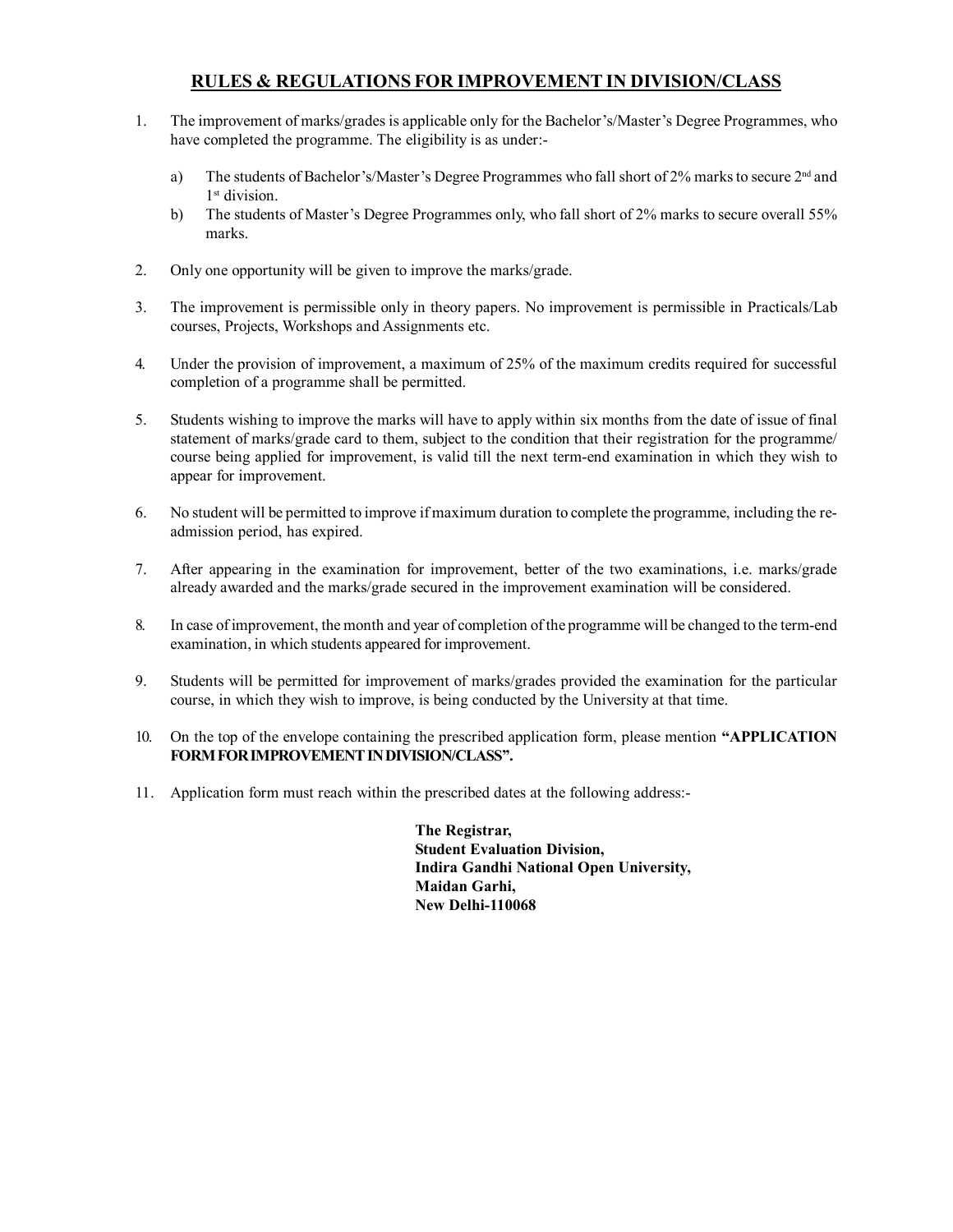## RULES & REGULATIONS FOR IMPROVEMENT IN DIVISION/CLASS

1. The improvement of marks/grades is applicable only for the Bachelor's/Master's Degree Programmes, who have completed the programme. The eligibility is as under:-

   a) The students of Bachelor's/Master's Degree Programmes who fall short of 2% marks to secure 2nd and 1st division.

   b) The students of Master's Degree Programmes only, who fall short of 2% marks to secure overall 55% marks.

2. Only one opportunity will be given to improve the marks/grade.

3. The improvement is permissible only in theory papers. No improvement is permissible in Practicals/Lab courses, Projects, Workshops and Assignments etc.

4. Under the provision of improvement, a maximum of 25% of the maximum credits required for successful completion of a programme shall be permitted.

5. Students wishing to improve the marks will have to apply within six months from the date of issue of final statement of marks/grade card to them, subject to the condition that their registration for the programme/ course being applied for improvement, is valid till the next term-end examination in which they wish to appear for improvement.

6. No student will be permitted to improve if maximum duration to complete the programme, including the re-admission period, has expired.

7. After appearing in the examination for improvement, better of the two examinations, i.e. marks/grade already awarded and the marks/grade secured in the improvement examination will be considered.

8. In case of improvement, the month and year of completion of the programme will be changed to the term-end examination, in which students appeared for improvement.

9. Students will be permitted for improvement of marks/grades provided the examination for the particular course, in which they wish to improve, is being conducted by the University at that time.

10. On the top of the envelope containing the prescribed application form, please mention **"APPLICATION FORM FOR IMPROVEMENT IN DIVISION/CLASS".**

11. Application form must reach within the prescribed dates at the following address:-

    **The Registrar,**
    **Student Evaluation Division,**
    **Indira Gandhi National Open University,**
    **Maidan Garhi,**
    **New Delhi-110068**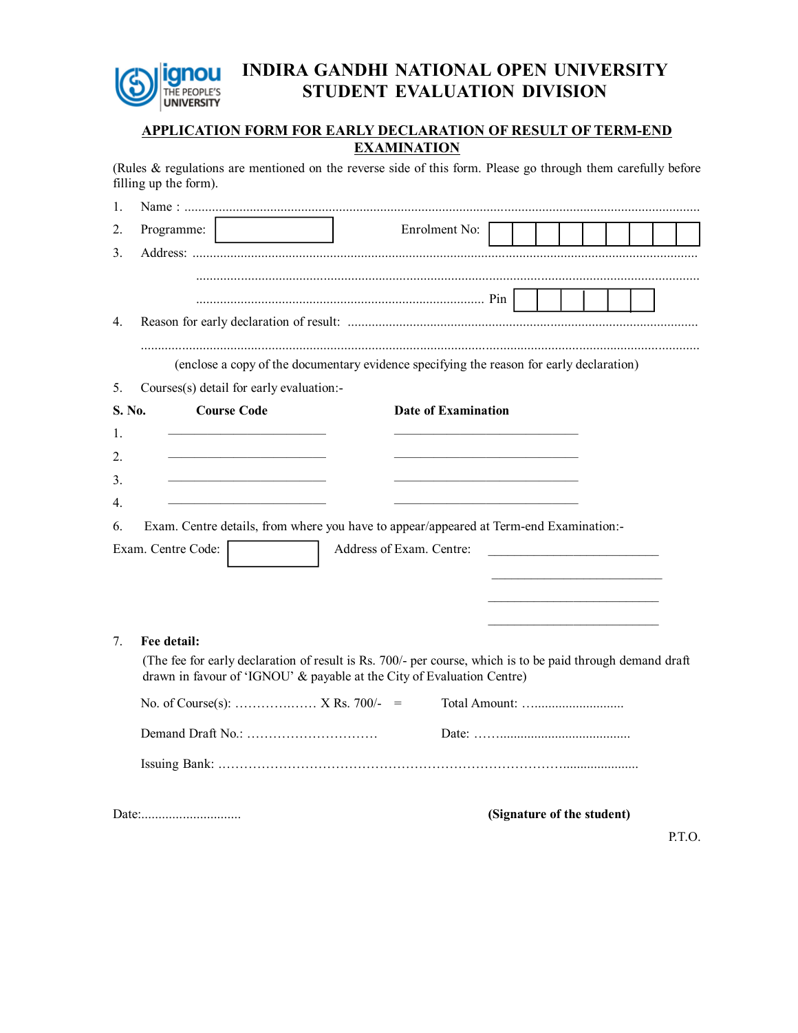# INDIRA GANDHI NATIONAL OPEN UNIVERSITY
## STUDENT EVALUATION DIVISION

**APPLICATION FORM FOR EARLY DECLARATION OF RESULT OF TERM-END EXAMINATION**

(Rules & regulations are mentioned on the reverse side of this form. Please go through them carefully before filling up the form).

1. Name : ..............................................................................................................................................

2. Programme: [ ] Enrolment No: [ | | | | | | | | | ]

3. Address: ..........................................................................................................................................

   ..........................................................................................................................................

   .................................................................................... Pin [ | | | | | ]

4. Reason for early declaration of result: ......................................................................................

   ..........................................................................................................................................

   (enclose a copy of the documentary evidence specifying the reason for early declaration)

5. Courses(s) detail for early evaluation:-

| S. No. | Course Code | Date of Examination |
|---|---|---|
| 1. | | |
| 2. | | |
| 3. | | |
| 4. | | |

6. Exam. Centre details, from where you have to appear/appeared at Term-end Examination:-

Exam. Centre Code: [ ] Address of Exam. Centre: ____________________________

____________________________

____________________________

____________________________

7. **Fee detail:**

   (The fee for early declaration of result is Rs. 700/- per course, which is to be paid through demand draft drawn in favour of 'IGNOU' & payable at the City of Evaluation Centre)

   No. of Course(s): ……………… X Rs. 700/- = Total Amount: …..........................

   Demand Draft No.: ………………………… Date: ……......................................

   Issuing Bank: ………………………………………………………………………......................

Date:............................. **(Signature of the student)**

P.T.O.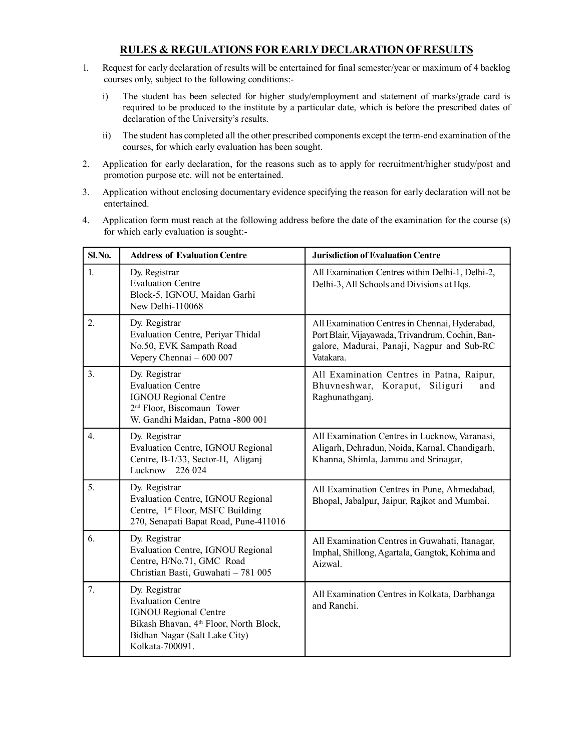## RULES & REGULATIONS FOR EARLY DECLARATION OF RESULTS

1. Request for early declaration of results will be entertained for final semester/year or maximum of 4 backlog courses only, subject to the following conditions:-

   i) The student has been selected for higher study/employment and statement of marks/grade card is required to be produced to the institute by a particular date, which is before the prescribed dates of declaration of the University's results.

   ii) The student has completed all the other prescribed components except the term-end examination of the courses, for which early evaluation has been sought.

2. Application for early declaration, for the reasons such as to apply for recruitment/higher study/post and promotion purpose etc. will not be entertained.

3. Application without enclosing documentary evidence specifying the reason for early declaration will not be entertained.

4. Application form must reach at the following address before the date of the examination for the course (s) for which early evaluation is sought:-

| Sl.No. | Address of Evaluation Centre | Jurisdiction of Evaluation Centre |
|---|---|---|
| 1. | Dy. Registrar<br>Evaluation Centre<br>Block-5, IGNOU, Maidan Garhi<br>New Delhi-110068 | All Examination Centres within Delhi-1, Delhi-2, Delhi-3, All Schools and Divisions at Hqs. |
| 2. | Dy. Registrar<br>Evaluation Centre, Periyar Thidal<br>No.50, EVK Sampath Road<br>Vepery Chennai – 600 007 | All Examination Centres in Chennai, Hyderabad, Port Blair, Vijayawada, Trivandrum, Cochin, Bangalore, Madurai, Panaji, Nagpur and Sub-RC Vatakara. |
| 3. | Dy. Registrar<br>Evaluation Centre<br>IGNOU Regional Centre<br>2nd Floor, Biscomaun Tower<br>W. Gandhi Maidan, Patna -800 001 | All Examination Centres in Patna, Raipur, Bhuvneshwar, Koraput, Siliguri and Raghunathganj. |
| 4. | Dy. Registrar<br>Evaluation Centre, IGNOU Regional Centre, B-1/33, Sector-H, Aliganj<br>Lucknow – 226 024 | All Examination Centres in Lucknow, Varanasi, Aligarh, Dehradun, Noida, Karnal, Chandigarh, Khanna, Shimla, Jammu and Srinagar, |
| 5. | Dy. Registrar<br>Evaluation Centre, IGNOU Regional Centre, 1st Floor, MSFC Building<br>270, Senapati Bapat Road, Pune-411016 | All Examination Centres in Pune, Ahmedabad, Bhopal, Jabalpur, Jaipur, Rajkot and Mumbai. |
| 6. | Dy. Registrar<br>Evaluation Centre, IGNOU Regional Centre, H/No.71, GMC Road<br>Christian Basti, Guwahati – 781 005 | All Examination Centres in Guwahati, Itanagar, Imphal, Shillong, Agartala, Gangtok, Kohima and Aizwal. |
| 7. | Dy. Registrar<br>Evaluation Centre<br>IGNOU Regional Centre<br>Bikash Bhavan, 4th Floor, North Block,<br>Bidhan Nagar (Salt Lake City)<br>Kolkata-700091. | All Examination Centres in Kolkata, Darbhanga and Ranchi. |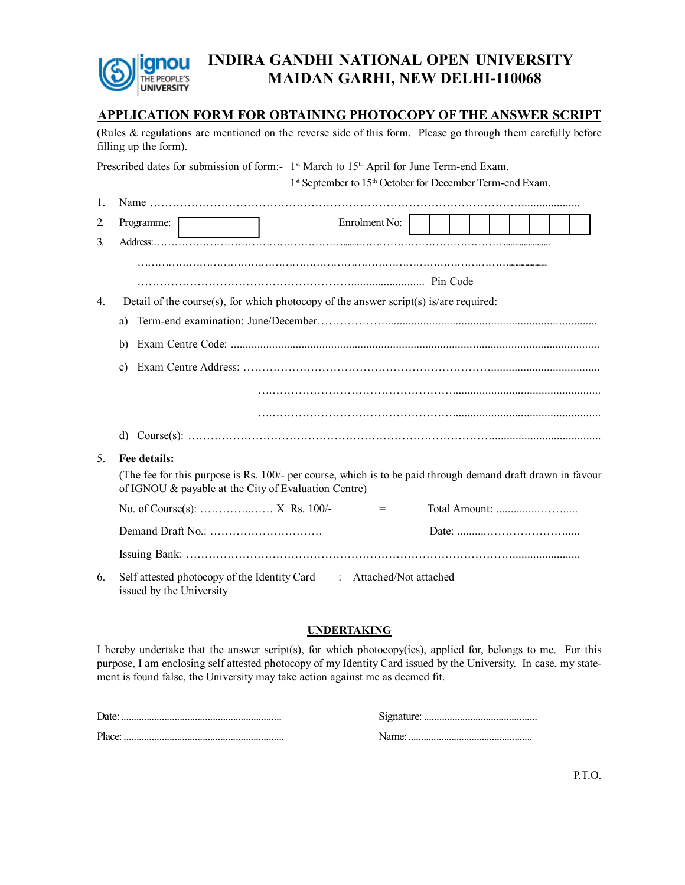# INDIRA GANDHI NATIONAL OPEN UNIVERSITY
# MAIDAN GARHI, NEW DELHI-110068

## APPLICATION FORM FOR OBTAINING PHOTOCOPY OF THE ANSWER SCRIPT

(Rules & regulations are mentioned on the reverse side of this form. Please go through them carefully before filling up the form).

Prescribed dates for submission of form:- 1st March to 15th April for June Term-end Exam.
1st September to 15th October for December Term-end Exam.

1. Name ……………………………………………………………………………………………………………
2. Programme: [ ] Enrolment No: [ | | | | | | | | | ]
3. Address:……………………………………………………………………………………………………………
   ……………………………………………………………………………………………………………
   …………………………………………………………………… Pin Code
4. Detail of the course(s), for which photocopy of the answer script(s) is/are required:
   a) Term-end examination: June/December……………………………………………………………………
   b) Exam Centre Code: ……………………………………………………………………………………………
   c) Exam Centre Address: …………………………………………………………………………………………
      ……………………………………………………………………………………………
      ……………………………………………………………………………………………
   d) Course(s): ……………………………………………………………………………………………………
5. **Fee details:**
   (The fee for this purpose is Rs. 100/- per course, which is to be paid through demand draft drawn in favour of IGNOU & payable at the City of Evaluation Centre)
   No. of Course(s): ………………… X Rs. 100/- = Total Amount: ………………………
   Demand Draft No.: ………………………… Date: ………………………………
   Issuing Bank: ……………………………………………………………………………………………………
6. Self attested photocopy of the Identity Card issued by the University : Attached/Not attached

### UNDERTAKING

I hereby undertake that the answer script(s), for which photocopy(ies), applied for, belongs to me. For this purpose, I am enclosing self attested photocopy of my Identity Card issued by the University. In case, my statement is found false, the University may take action against me as deemed fit.

Date: …………………………………… Signature: ……………………………………

Place: …………………………………… Name: ……………………………………

P.T.O.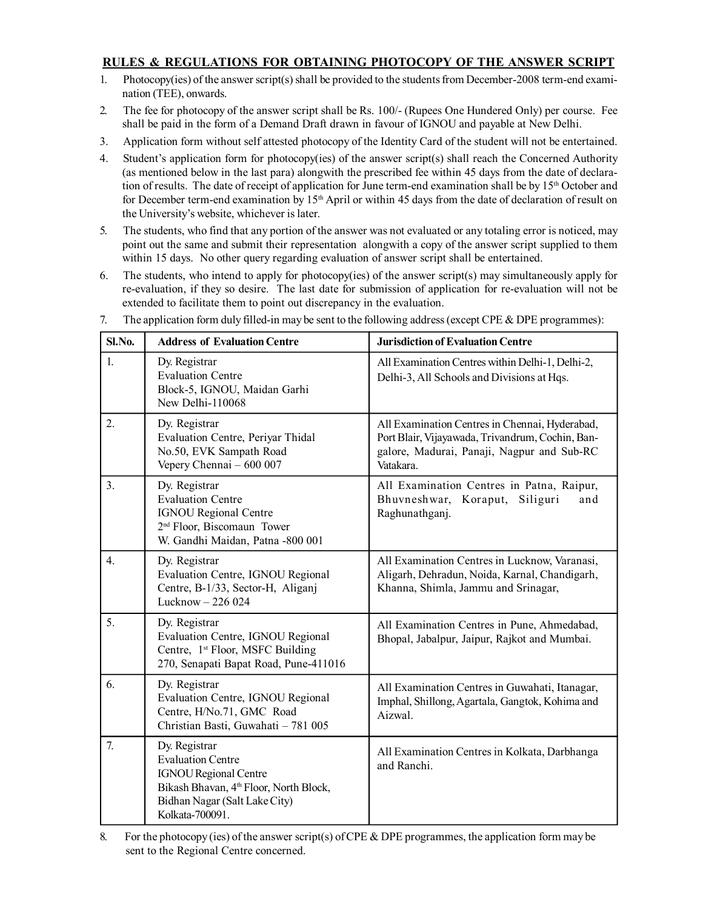## RULES & REGULATIONS FOR OBTAINING PHOTOCOPY OF THE ANSWER SCRIPT

1. Photocopy(ies) of the answer script(s) shall be provided to the students from December-2008 term-end examination (TEE), onwards.
2. The fee for photocopy of the answer script shall be Rs. 100/- (Rupees One Hundered Only) per course. Fee shall be paid in the form of a Demand Draft drawn in favour of IGNOU and payable at New Delhi.
3. Application form without self attested photocopy of the Identity Card of the student will not be entertained.
4. Student's application form for photocopy(ies) of the answer script(s) shall reach the Concerned Authority (as mentioned below in the last para) alongwith the prescribed fee within 45 days from the date of declaration of results. The date of receipt of application for June term-end examination shall be by 15th October and for December term-end examination by 15th April or within 45 days from the date of declaration of result on the University's website, whichever is later.
5. The students, who find that any portion of the answer was not evaluated or any totaling error is noticed, may point out the same and submit their representation alongwith a copy of the answer script supplied to them within 15 days. No other query regarding evaluation of answer script shall be entertained.
6. The students, who intend to apply for photocopy(ies) of the answer script(s) may simultaneously apply for re-evaluation, if they so desire. The last date for submission of application for re-evaluation will not be extended to facilitate them to point out discrepancy in the evaluation.
7. The application form duly filled-in may be sent to the following address (except CPE & DPE programmes):

| Sl.No. | Address of Evaluation Centre | Jurisdiction of Evaluation Centre |
|---|---|---|
| 1. | Dy. Registrar<br>Evaluation Centre<br>Block-5, IGNOU, Maidan Garhi<br>New Delhi-110068 | All Examination Centres within Delhi-1, Delhi-2, Delhi-3, All Schools and Divisions at Hqs. |
| 2. | Dy. Registrar<br>Evaluation Centre, Periyar Thidal<br>No.50, EVK Sampath Road<br>Vepery Chennai – 600 007 | All Examination Centres in Chennai, Hyderabad, Port Blair, Vijayawada, Trivandrum, Cochin, Bangalore, Madurai, Panaji, Nagpur and Sub-RC Vatakara. |
| 3. | Dy. Registrar<br>Evaluation Centre<br>IGNOU Regional Centre<br>2nd Floor, Biscomaun Tower<br>W. Gandhi Maidan, Patna -800 001 | All Examination Centres in Patna, Raipur, Bhuvneshwar, Koraput, Siliguri and Raghunathganj. |
| 4. | Dy. Registrar<br>Evaluation Centre, IGNOU Regional Centre, B-1/33, Sector-H, Aliganj<br>Lucknow – 226 024 | All Examination Centres in Lucknow, Varanasi, Aligarh, Dehradun, Noida, Karnal, Chandigarh, Khanna, Shimla, Jammu and Srinagar, |
| 5. | Dy. Registrar<br>Evaluation Centre, IGNOU Regional Centre, 1st Floor, MSFC Building<br>270, Senapati Bapat Road, Pune-411016 | All Examination Centres in Pune, Ahmedabad, Bhopal, Jabalpur, Jaipur, Rajkot and Mumbai. |
| 6. | Dy. Registrar<br>Evaluation Centre, IGNOU Regional Centre, H/No.71, GMC Road<br>Christian Basti, Guwahati – 781 005 | All Examination Centres in Guwahati, Itanagar, Imphal, Shillong, Agartala, Gangtok, Kohima and Aizwal. |
| 7. | Dy. Registrar<br>Evaluation Centre<br>IGNOU Regional Centre<br>Bikash Bhavan, 4th Floor, North Block,<br>Bidhan Nagar (Salt Lake City)<br>Kolkata-700091. | All Examination Centres in Kolkata, Darbhanga and Ranchi. |

8. For the photocopy (ies) of the answer script(s) of CPE & DPE programmes, the application form may be sent to the Regional Centre concerned.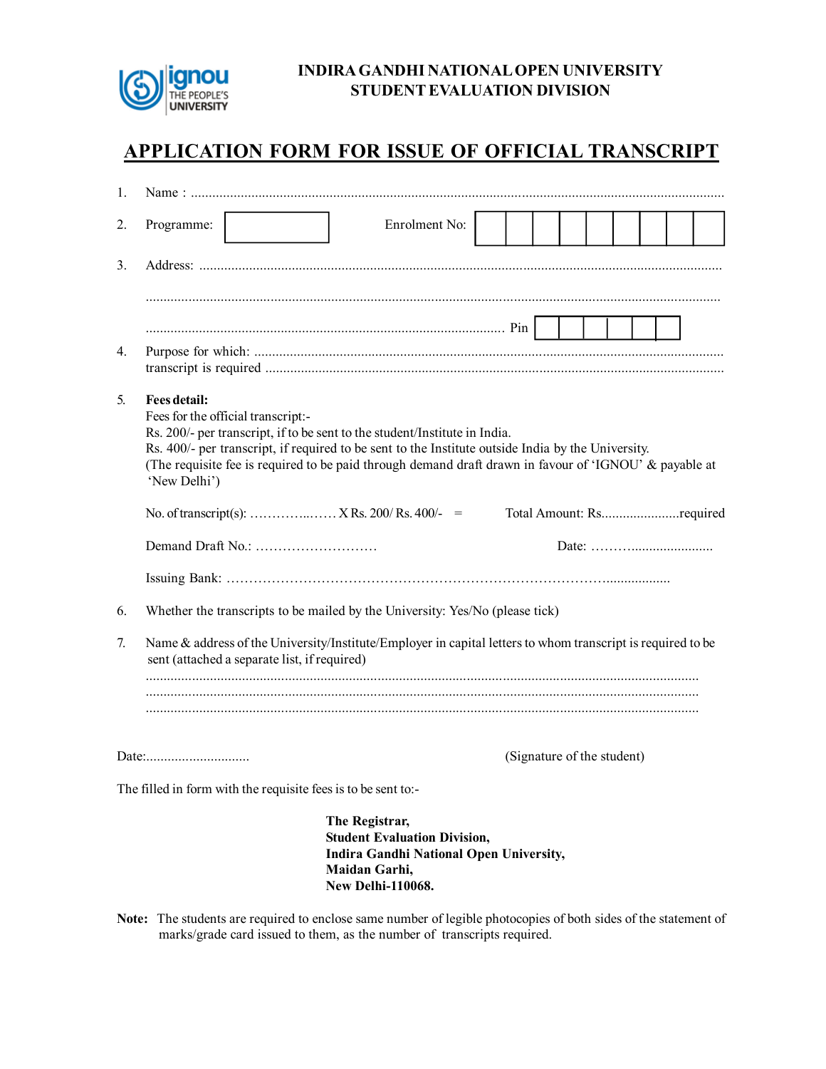**INDIRA GANDHI NATIONAL OPEN UNIVERSITY**
**STUDENT EVALUATION DIVISION**

# APPLICATION FORM FOR ISSUE OF OFFICIAL TRANSCRIPT

1. Name : ......................................................................................................................................................

2. Programme: [ &nbsp;&nbsp;&nbsp;&nbsp;&nbsp;&nbsp;&nbsp;&nbsp;&nbsp;&nbsp; ] &nbsp;&nbsp;&nbsp;&nbsp; Enrolment No: [ | | | | | | | | | ]

3. Address: ..................................................................................................................................................

   ...............................................................................................................................................................

   .................................................................................................... Pin [ | | | | | ]

4. Purpose for which: ....................................................................................................................................
   transcript is required .................................................................................................................................

5. **Fees detail:**
   Fees for the official transcript:-
   Rs. 200/- per transcript, if to be sent to the student/Institute in India.
   Rs. 400/- per transcript, if required to be sent to the Institute outside India by the University.
   (The requisite fee is required to be paid through demand draft drawn in favour of 'IGNOU' & payable at 'New Delhi')

   No. of transcript(s): ……………..…… X Rs. 200/ Rs. 400/- = &nbsp;&nbsp;&nbsp;&nbsp; Total Amount: Rs......................required

   Demand Draft No.: ……………………… &nbsp;&nbsp;&nbsp;&nbsp;&nbsp;&nbsp;&nbsp;&nbsp; Date: ……….......................

   Issuing Bank: ……………………………………………………………………………..................

6. Whether the transcripts to be mailed by the University: Yes/No (please tick)

7. Name & address of the University/Institute/Employer in capital letters to whom transcript is required to be sent (attached a separate list, if required)
   ........................................................................................................................................................
   ........................................................................................................................................................
   ........................................................................................................................................................

Date:............................. &nbsp;&nbsp;&nbsp;&nbsp;&nbsp;&nbsp;&nbsp;&nbsp;&nbsp;&nbsp;&nbsp;&nbsp;&nbsp;&nbsp;&nbsp;&nbsp; (Signature of the student)

The filled in form with the requisite fees is to be sent to:-

**The Registrar,**
**Student Evaluation Division,**
**Indira Gandhi National Open University,**
**Maidan Garhi,**
**New Delhi-110068.**

**Note:** The students are required to enclose same number of legible photocopies of both sides of the statement of marks/grade card issued to them, as the number of transcripts required.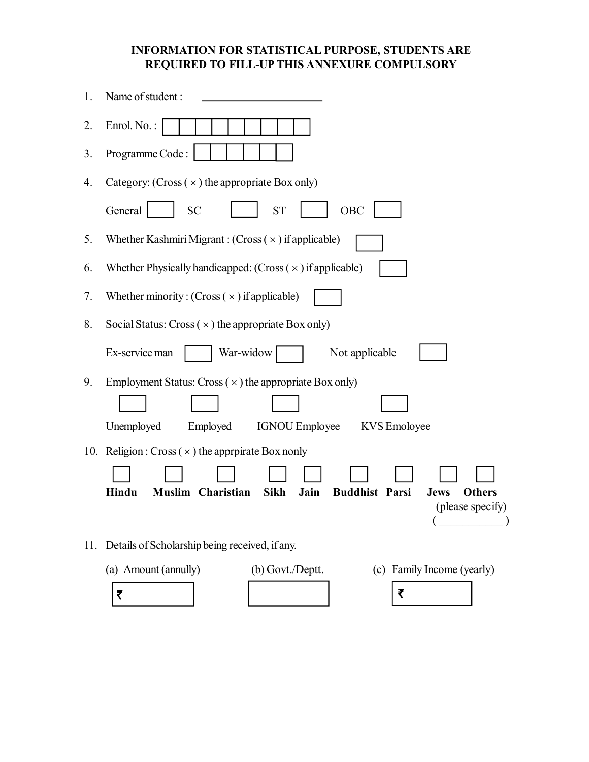## INFORMATION FOR STATISTICAL PURPOSE, STUDENTS ARE REQUIRED TO FILL-UP THIS ANNEXURE COMPULSORY

1. Name of student : ______________________

2. Enrol. No. : ☐☐☐☐☐☐☐☐☐

3. Programme Code : ☐☐☐☐☐☐

4. Category: (Cross ( × ) the appropriate Box only)

   General ☐ SC ☐ ST ☐ OBC ☐

5. Whether Kashmiri Migrant : (Cross ( × ) if applicable) ☐

6. Whether Physically handicapped: (Cross ( × ) if applicable) ☐

7. Whether minority : (Cross ( × ) if applicable) ☐

8. Social Status: Cross ( × ) the appropriate Box only)

   Ex-service man ☐ War-widow ☐ Not applicable ☐

9. Employment Status: Cross ( × ) the appropriate Box only)

   ☐ Unemployed ☐ Employed ☐ IGNOU Employee ☐ KVS Emoloyee

10. Religion : Cross ( × ) the apprpirate Box nonly

    ☐ **Hindu** ☐ **Muslim** ☐ **Charistian** ☐ **Sikh** ☐ **Jain** ☐ **Buddhist** ☐ **Parsi** ☐ **Jews** ☐ **Others** (please specify) ( ___________ )

11. Details of Scholarship being received, if any.

    (a) Amount (annully) ₹ ________

    (b) Govt./Deptt. ________

    (c) Family Income (yearly) ₹ ________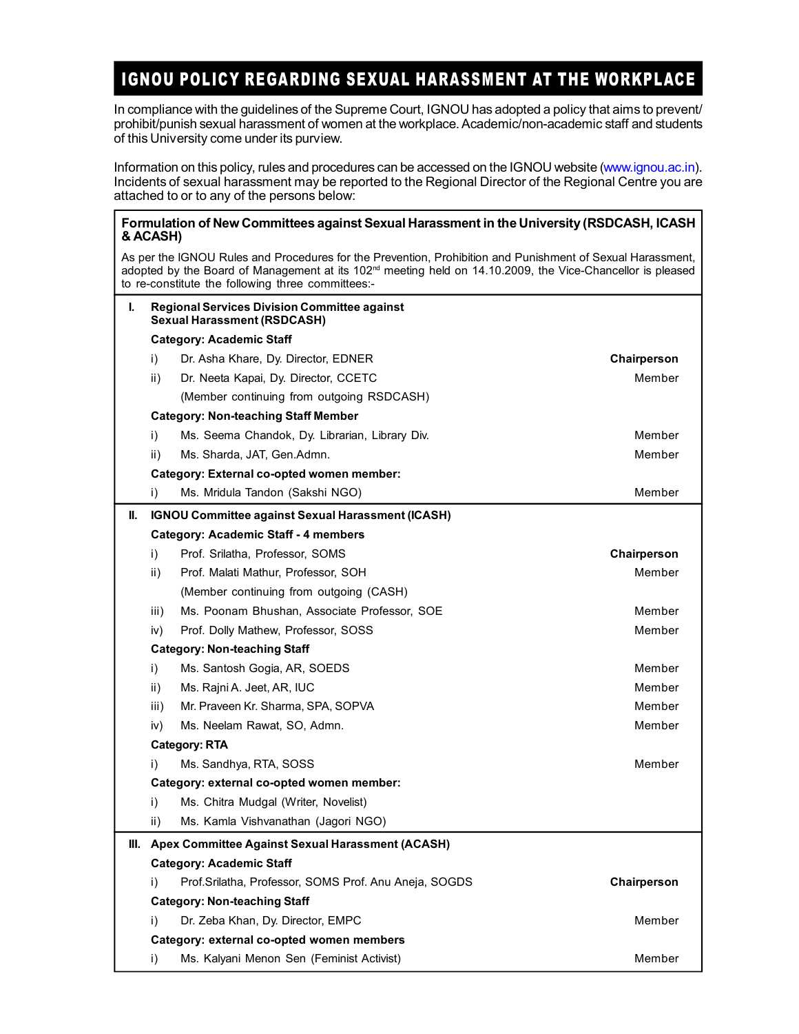# IGNOU POLICY REGARDING SEXUAL HARASSMENT AT THE WORKPLACE

In compliance with the guidelines of the Supreme Court, IGNOU has adopted a policy that aims to prevent/ prohibit/punish sexual harassment of women at the workplace. Academic/non-academic staff and students of this University come under its purview.

Information on this policy, rules and procedures can be accessed on the IGNOU website (www.ignou.ac.in). Incidents of sexual harassment may be reported to the Regional Director of the Regional Centre you are attached to or to any of the persons below:

**Formulation of New Committees against Sexual Harassment in the University (RSDCASH, ICASH & ACASH)**

As per the IGNOU Rules and Procedures for the Prevention, Prohibition and Punishment of Sexual Harassment, adopted by the Board of Management at its 102nd meeting held on 14.10.2009, the Vice-Chancellor is pleased to re-constitute the following three committees:-

| | | | |
|---|---|---|---|
| **I.** | **Regional Services Division Committee against Sexual Harassment (RSDCASH)** | | |
| | **Category: Academic Staff** | | |
| | i) | Dr. Asha Khare, Dy. Director, EDNER | **Chairperson** |
| | ii) | Dr. Neeta Kapai, Dy. Director, CCETC (Member continuing from outgoing RSDCASH) | Member |
| | **Category: Non-teaching Staff Member** | | |
| | i) | Ms. Seema Chandok, Dy. Librarian, Library Div. | Member |
| | ii) | Ms. Sharda, JAT, Gen.Admn. | Member |
| | **Category: External co-opted women member:** | | |
| | i) | Ms. Mridula Tandon (Sakshi NGO) | Member |
| **II.** | **IGNOU Committee against Sexual Harassment (ICASH)** | | |
| | **Category: Academic Staff - 4 members** | | |
| | i) | Prof. Srilatha, Professor, SOMS | **Chairperson** |
| | ii) | Prof. Malati Mathur, Professor, SOH (Member continuing from outgoing (CASH) | Member |
| | iii) | Ms. Poonam Bhushan, Associate Professor, SOE | Member |
| | iv) | Prof. Dolly Mathew, Professor, SOSS | Member |
| | **Category: Non-teaching Staff** | | |
| | i) | Ms. Santosh Gogia, AR, SOEDS | Member |
| | ii) | Ms. Rajni A. Jeet, AR, IUC | Member |
| | iii) | Mr. Praveen Kr. Sharma, SPA, SOPVA | Member |
| | iv) | Ms. Neelam Rawat, SO, Admn. | Member |
| | **Category: RTA** | | |
| | i) | Ms. Sandhya, RTA, SOSS | Member |
| | **Category: external co-opted women member:** | | |
| | i) | Ms. Chitra Mudgal (Writer, Novelist) | |
| | ii) | Ms. Kamla Vishvanathan (Jagori NGO) | |
| **III.** | **Apex Committee Against Sexual Harassment (ACASH)** | | |
| | **Category: Academic Staff** | | |
| | i) | Prof.Srilatha, Professor, SOMS Prof. Anu Aneja, SOGDS | **Chairperson** |
| | **Category: Non-teaching Staff** | | |
| | i) | Dr. Zeba Khan, Dy. Director, EMPC | Member |
| | **Category: external co-opted women members** | | |
| | i) | Ms. Kalyani Menon Sen (Feminist Activist) | Member |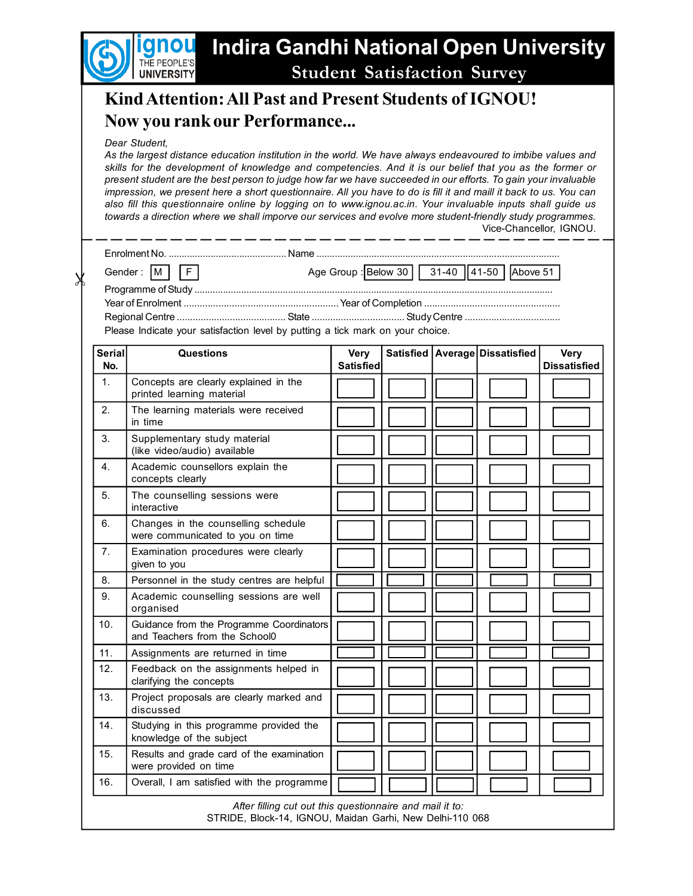# Indira Gandhi National Open University

## Student Satisfaction Survey

**Kind Attention: All Past and Present Students of IGNOU!**

**Now you rank our Performance...**

*Dear Student,*

*As the largest distance education institution in the world. We have always endeavoured to imbibe values and skills for the development of knowledge and competencies. And it is our belief that you as the former or present student are the best person to judge how far we have succeeded in our efforts. To gain your invaluable impression, we present here a short questionnaire. All you have to do is fill it and maill it back to us. You can also fill this questionnaire online by logging on to www.ignou.ac.in. Your invaluable inputs shall guide us towards a direction where we shall imporve our services and evolve more student-friendly study programmes.*

Vice-Chancellor, IGNOU.

---

Enrolment No. ............................................ Name ............................................................................................

Gender : [M] [F]  Age Group : [Below 30] [31-40] [41-50] [Above 51]

Programme of Study ........................................................................................................................................

Year of Enrolment ......................................................... Year of Completion ..................................................

Regional Centre ......................................... State .................................. Study Centre ...................................

Please Indicate your satisfaction level by putting a tick mark on your choice.

| Serial No. | Questions | Very Satisfied | Satisfied | Average | Dissatisfied | Very Dissatisfied |
|---|---|---|---|---|---|---|
| 1. | Concepts are clearly explained in the printed learning material | | | | | |
| 2. | The learning materials were received in time | | | | | |
| 3. | Supplementary study material (like video/audio) available | | | | | |
| 4. | Academic counsellors explain the concepts clearly | | | | | |
| 5. | The counselling sessions were interactive | | | | | |
| 6. | Changes in the counselling schedule were communicated to you on time | | | | | |
| 7. | Examination procedures were clearly given to you | | | | | |
| 8. | Personnel in the study centres are helpful | | | | | |
| 9. | Academic counselling sessions are well organised | | | | | |
| 10. | Guidance from the Programme Coordinators and Teachers from the School0 | | | | | |
| 11. | Assignments are returned in time | | | | | |
| 12. | Feedback on the assignments helped in clarifying the concepts | | | | | |
| 13. | Project proposals are clearly marked and discussed | | | | | |
| 14. | Studying in this programme provided the knowledge of the subject | | | | | |
| 15. | Results and grade card of the examination were provided on time | | | | | |
| 16. | Overall, I am satisfied with the programme | | | | | |

*After filling cut out this questionnaire and mail it to:*

STRIDE, Block-14, IGNOU, Maidan Garhi, New Delhi-110 068